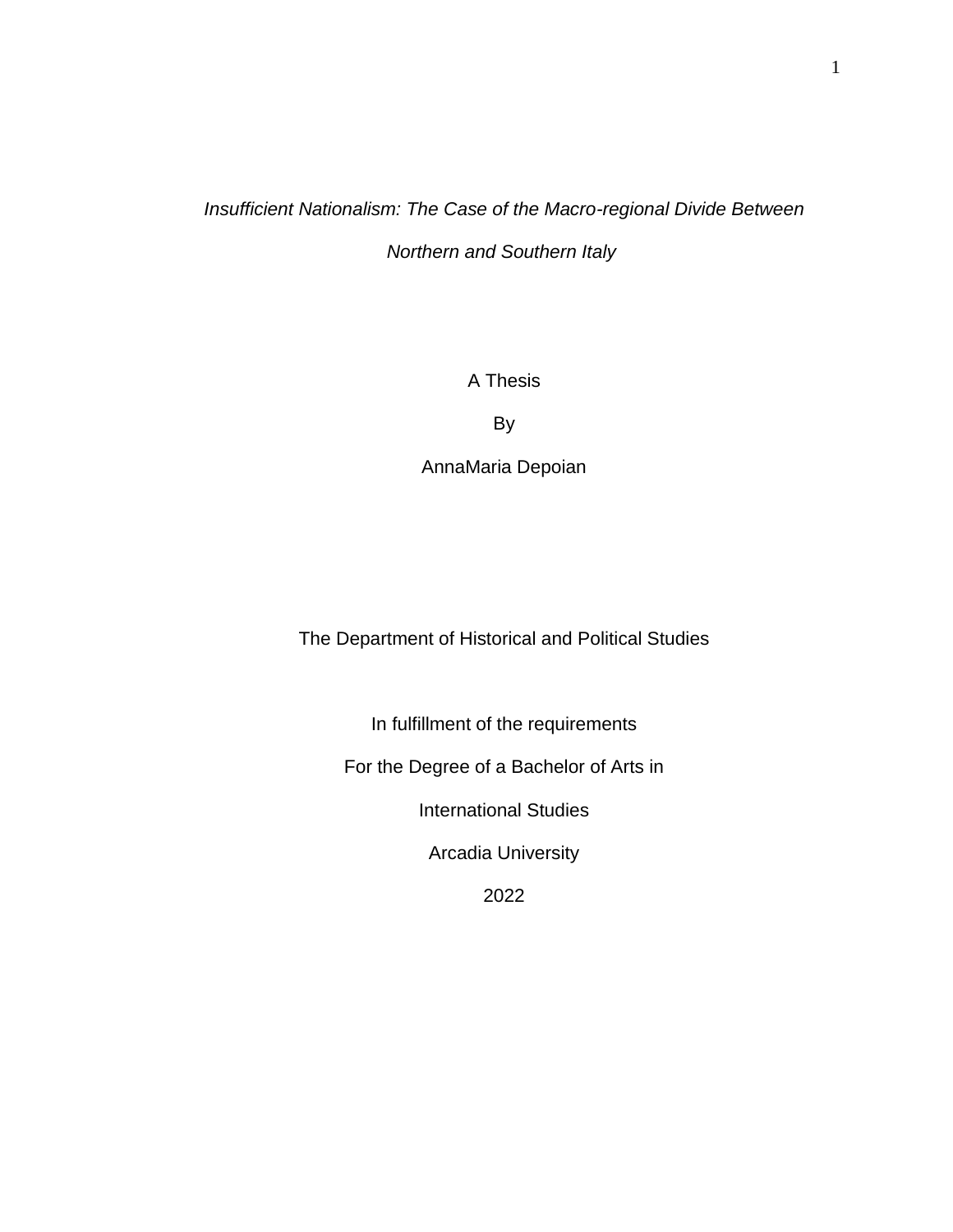*Insufficient Nationalism: The Case of the Macro-regional Divide Between Northern and Southern Italy*

A Thesis

By

AnnaMaria Depoian

The Department of Historical and Political Studies

In fulfillment of the requirements

For the Degree of a Bachelor of Arts in

International Studies

Arcadia University

2022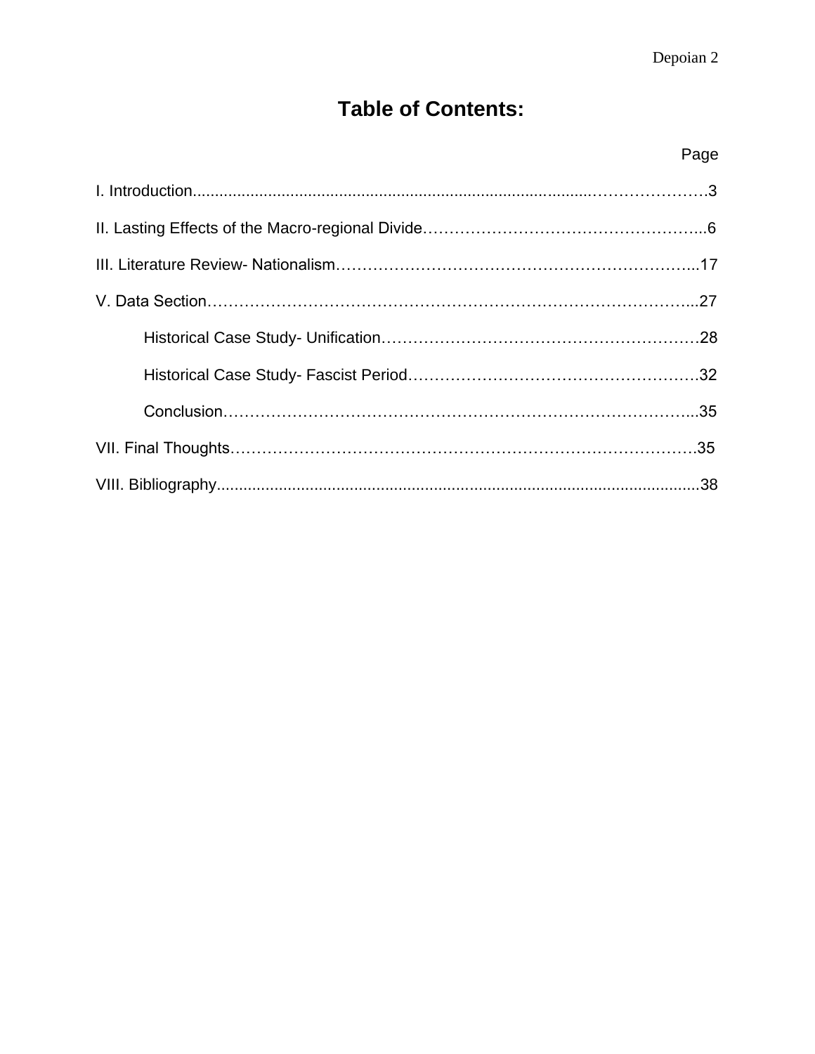# Table of Contents:

Page

I. Introduction....................................................................................................3

II. Lasting Effects of the Macro-regional Divide...............................................6

III. Literature Review- Nationalism....................................................................17

V. Data Section...................................................................................................27

  Historical Case Study- Unification.................................................................28

  Historical Case Study- Fascist Period.............................................................32

  Conclusion........................................................................................................35

VII. Final Thoughts.............................................................................................35

VIII. Bibliography................................................................................................38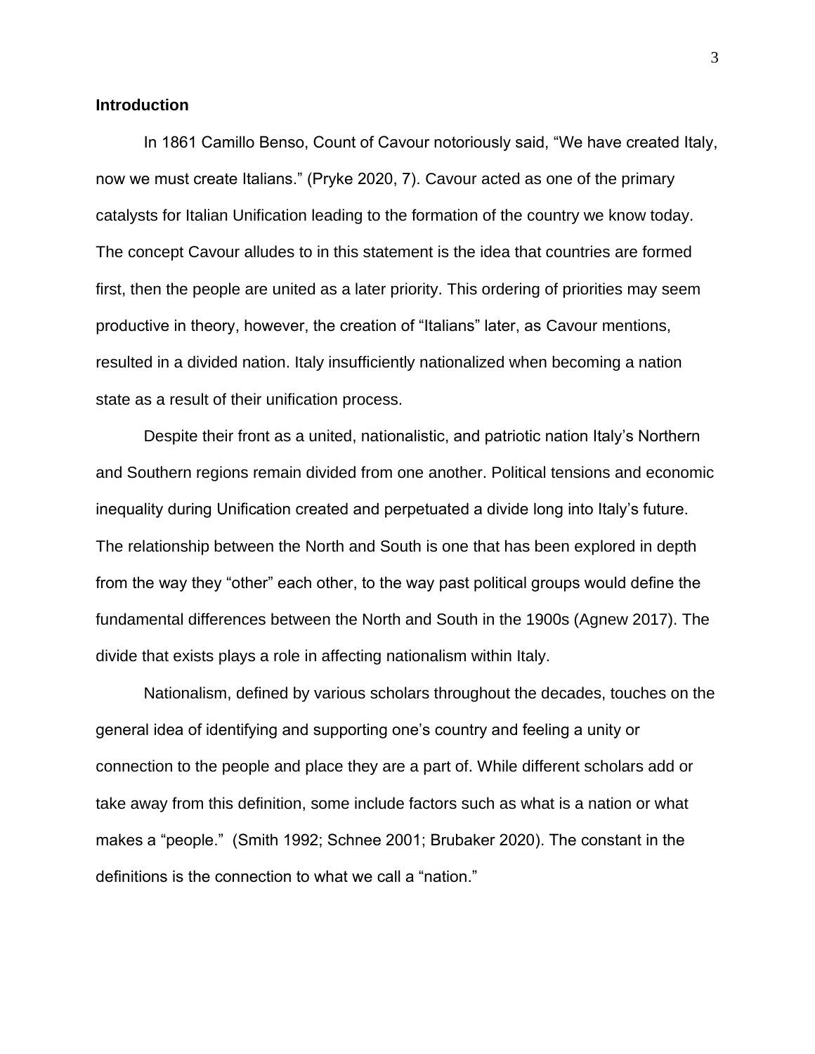## Introduction

In 1861 Camillo Benso, Count of Cavour notoriously said, “We have created Italy, now we must create Italians.” (Pryke 2020, 7). Cavour acted as one of the primary catalysts for Italian Unification leading to the formation of the country we know today. The concept Cavour alludes to in this statement is the idea that countries are formed first, then the people are united as a later priority. This ordering of priorities may seem productive in theory, however, the creation of “Italians” later, as Cavour mentions, resulted in a divided nation. Italy insufficiently nationalized when becoming a nation state as a result of their unification process.

Despite their front as a united, nationalistic, and patriotic nation Italy’s Northern and Southern regions remain divided from one another. Political tensions and economic inequality during Unification created and perpetuated a divide long into Italy’s future. The relationship between the North and South is one that has been explored in depth from the way they “other” each other, to the way past political groups would define the fundamental differences between the North and South in the 1900s (Agnew 2017). The divide that exists plays a role in affecting nationalism within Italy.

Nationalism, defined by various scholars throughout the decades, touches on the general idea of identifying and supporting one’s country and feeling a unity or connection to the people and place they are a part of. While different scholars add or take away from this definition, some include factors such as what is a nation or what makes a “people.” (Smith 1992; Schnee 2001; Brubaker 2020). The constant in the definitions is the connection to what we call a “nation.”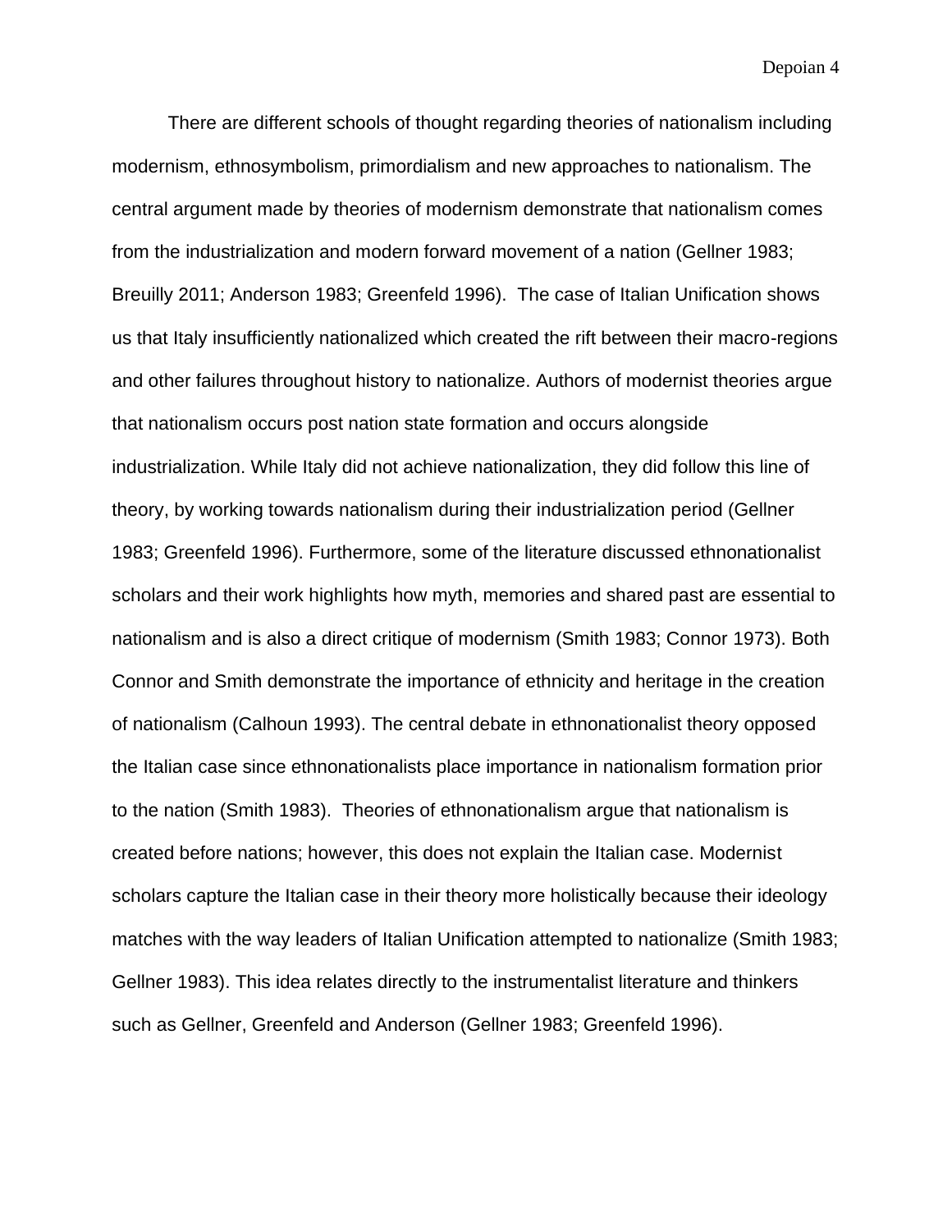There are different schools of thought regarding theories of nationalism including modernism, ethnosymbolism, primordialism and new approaches to nationalism. The central argument made by theories of modernism demonstrate that nationalism comes from the industrialization and modern forward movement of a nation (Gellner 1983; Breuilly 2011; Anderson 1983; Greenfeld 1996). The case of Italian Unification shows us that Italy insufficiently nationalized which created the rift between their macro-regions and other failures throughout history to nationalize. Authors of modernist theories argue that nationalism occurs post nation state formation and occurs alongside industrialization. While Italy did not achieve nationalization, they did follow this line of theory, by working towards nationalism during their industrialization period (Gellner 1983; Greenfeld 1996). Furthermore, some of the literature discussed ethnonationalist scholars and their work highlights how myth, memories and shared past are essential to nationalism and is also a direct critique of modernism (Smith 1983; Connor 1973). Both Connor and Smith demonstrate the importance of ethnicity and heritage in the creation of nationalism (Calhoun 1993). The central debate in ethnonationalist theory opposed the Italian case since ethnonationalists place importance in nationalism formation prior to the nation (Smith 1983). Theories of ethnonationalism argue that nationalism is created before nations; however, this does not explain the Italian case. Modernist scholars capture the Italian case in their theory more holistically because their ideology matches with the way leaders of Italian Unification attempted to nationalize (Smith 1983; Gellner 1983). This idea relates directly to the instrumentalist literature and thinkers such as Gellner, Greenfeld and Anderson (Gellner 1983; Greenfeld 1996).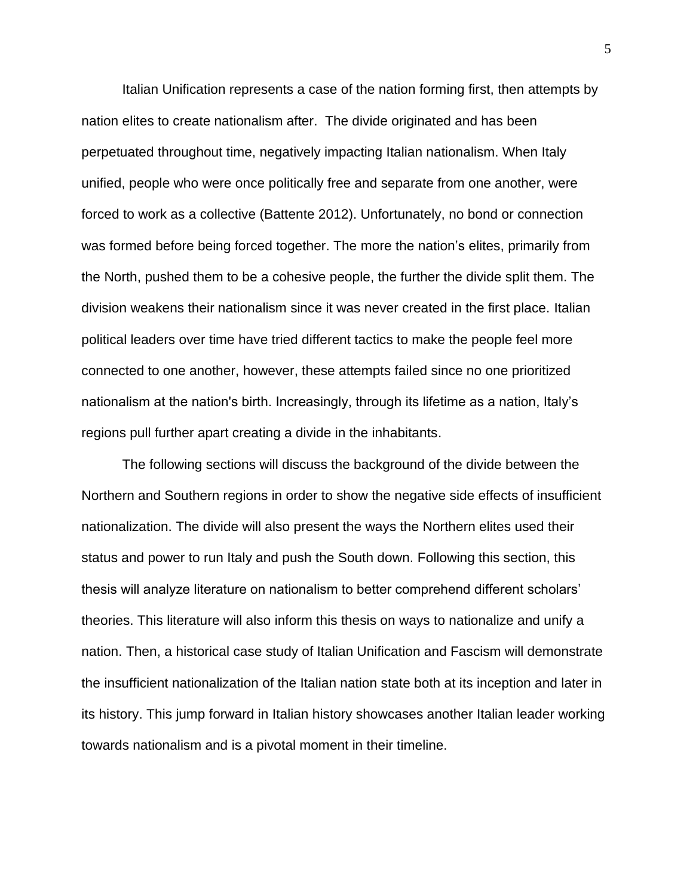Italian Unification represents a case of the nation forming first, then attempts by nation elites to create nationalism after. The divide originated and has been perpetuated throughout time, negatively impacting Italian nationalism. When Italy unified, people who were once politically free and separate from one another, were forced to work as a collective (Battente 2012). Unfortunately, no bond or connection was formed before being forced together. The more the nation's elites, primarily from the North, pushed them to be a cohesive people, the further the divide split them. The division weakens their nationalism since it was never created in the first place. Italian political leaders over time have tried different tactics to make the people feel more connected to one another, however, these attempts failed since no one prioritized nationalism at the nation's birth. Increasingly, through its lifetime as a nation, Italy's regions pull further apart creating a divide in the inhabitants.

The following sections will discuss the background of the divide between the Northern and Southern regions in order to show the negative side effects of insufficient nationalization. The divide will also present the ways the Northern elites used their status and power to run Italy and push the South down. Following this section, this thesis will analyze literature on nationalism to better comprehend different scholars' theories. This literature will also inform this thesis on ways to nationalize and unify a nation. Then, a historical case study of Italian Unification and Fascism will demonstrate the insufficient nationalization of the Italian nation state both at its inception and later in its history. This jump forward in Italian history showcases another Italian leader working towards nationalism and is a pivotal moment in their timeline.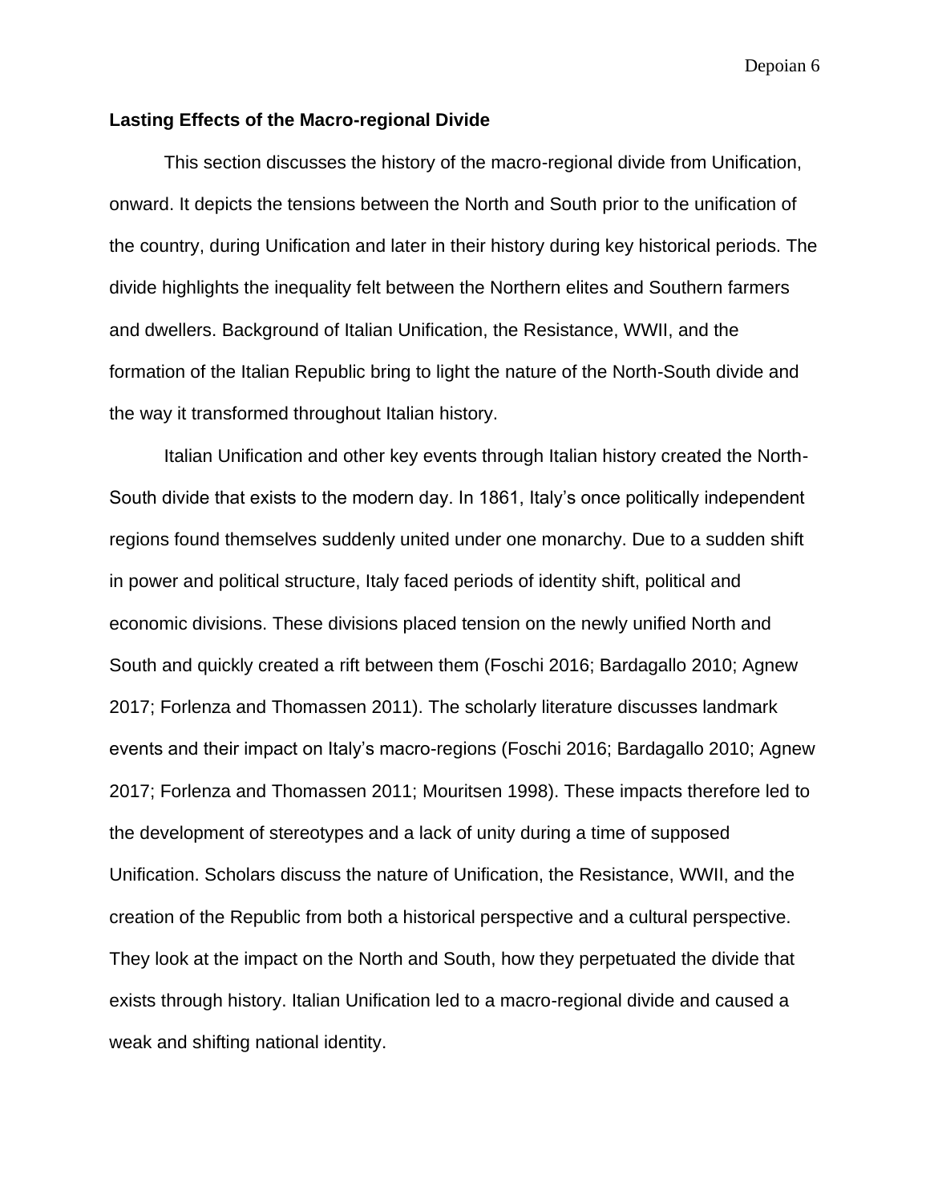## Lasting Effects of the Macro-regional Divide

This section discusses the history of the macro-regional divide from Unification, onward. It depicts the tensions between the North and South prior to the unification of the country, during Unification and later in their history during key historical periods. The divide highlights the inequality felt between the Northern elites and Southern farmers and dwellers. Background of Italian Unification, the Resistance, WWII, and the formation of the Italian Republic bring to light the nature of the North-South divide and the way it transformed throughout Italian history.

Italian Unification and other key events through Italian history created the North-South divide that exists to the modern day. In 1861, Italy's once politically independent regions found themselves suddenly united under one monarchy. Due to a sudden shift in power and political structure, Italy faced periods of identity shift, political and economic divisions. These divisions placed tension on the newly unified North and South and quickly created a rift between them (Foschi 2016; Bardagallo 2010; Agnew 2017; Forlenza and Thomassen 2011). The scholarly literature discusses landmark events and their impact on Italy's macro-regions (Foschi 2016; Bardagallo 2010; Agnew 2017; Forlenza and Thomassen 2011; Mouritsen 1998). These impacts therefore led to the development of stereotypes and a lack of unity during a time of supposed Unification. Scholars discuss the nature of Unification, the Resistance, WWII, and the creation of the Republic from both a historical perspective and a cultural perspective. They look at the impact on the North and South, how they perpetuated the divide that exists through history. Italian Unification led to a macro-regional divide and caused a weak and shifting national identity.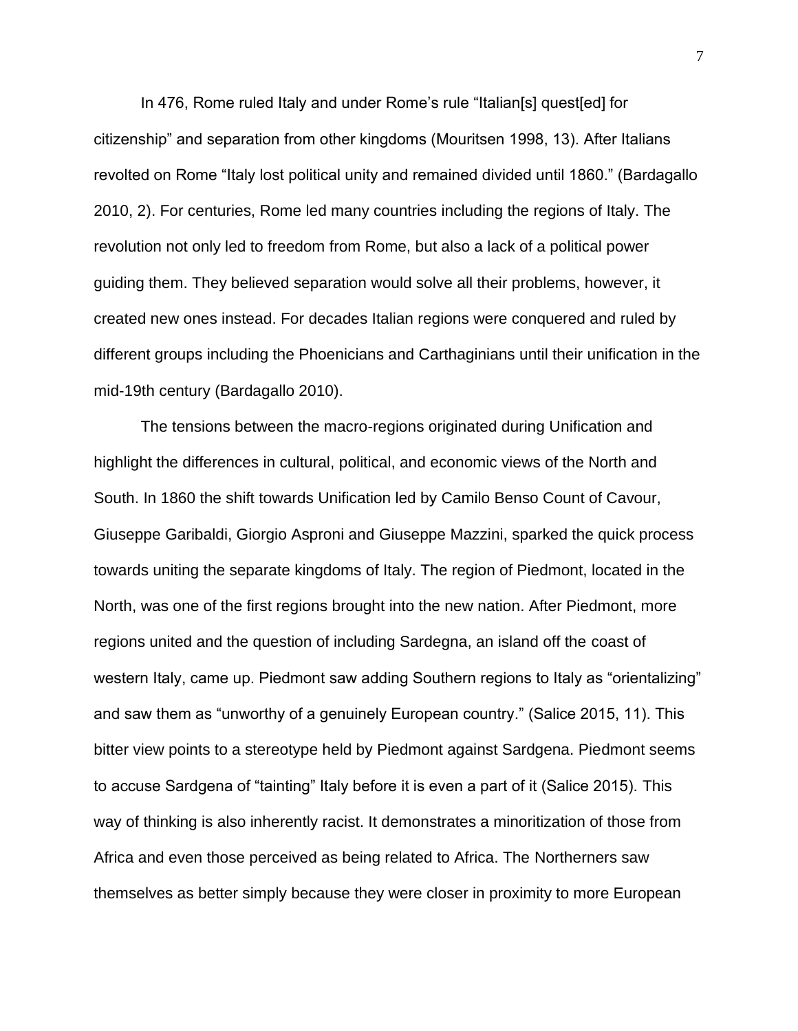In 476, Rome ruled Italy and under Rome's rule "Italian[s] quest[ed] for citizenship" and separation from other kingdoms (Mouritsen 1998, 13). After Italians revolted on Rome "Italy lost political unity and remained divided until 1860." (Bardagallo 2010, 2). For centuries, Rome led many countries including the regions of Italy. The revolution not only led to freedom from Rome, but also a lack of a political power guiding them. They believed separation would solve all their problems, however, it created new ones instead. For decades Italian regions were conquered and ruled by different groups including the Phoenicians and Carthaginians until their unification in the mid-19th century (Bardagallo 2010).

The tensions between the macro-regions originated during Unification and highlight the differences in cultural, political, and economic views of the North and South. In 1860 the shift towards Unification led by Camilo Benso Count of Cavour, Giuseppe Garibaldi, Giorgio Asproni and Giuseppe Mazzini, sparked the quick process towards uniting the separate kingdoms of Italy. The region of Piedmont, located in the North, was one of the first regions brought into the new nation. After Piedmont, more regions united and the question of including Sardegna, an island off the coast of western Italy, came up. Piedmont saw adding Southern regions to Italy as "orientalizing" and saw them as "unworthy of a genuinely European country." (Salice 2015, 11). This bitter view points to a stereotype held by Piedmont against Sardgena. Piedmont seems to accuse Sardgena of "tainting" Italy before it is even a part of it (Salice 2015). This way of thinking is also inherently racist. It demonstrates a minoritization of those from Africa and even those perceived as being related to Africa. The Northerners saw themselves as better simply because they were closer in proximity to more European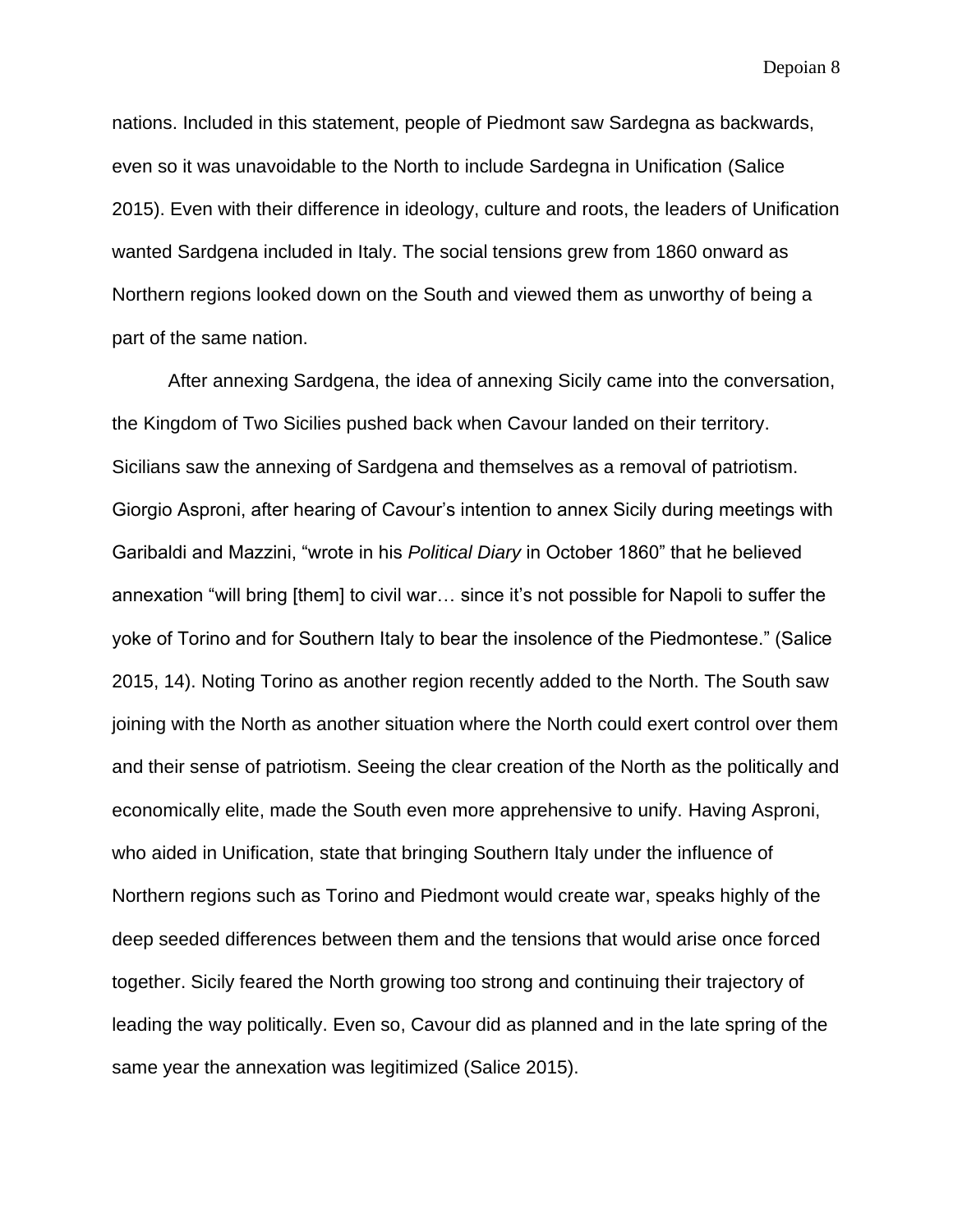nations. Included in this statement, people of Piedmont saw Sardegna as backwards, even so it was unavoidable to the North to include Sardegna in Unification (Salice 2015). Even with their difference in ideology, culture and roots, the leaders of Unification wanted Sardgena included in Italy. The social tensions grew from 1860 onward as Northern regions looked down on the South and viewed them as unworthy of being a part of the same nation.

After annexing Sardgena, the idea of annexing Sicily came into the conversation, the Kingdom of Two Sicilies pushed back when Cavour landed on their territory. Sicilians saw the annexing of Sardgena and themselves as a removal of patriotism. Giorgio Asproni, after hearing of Cavour's intention to annex Sicily during meetings with Garibaldi and Mazzini, "wrote in his *Political Diary* in October 1860" that he believed annexation "will bring [them] to civil war… since it's not possible for Napoli to suffer the yoke of Torino and for Southern Italy to bear the insolence of the Piedmontese." (Salice 2015, 14). Noting Torino as another region recently added to the North. The South saw joining with the North as another situation where the North could exert control over them and their sense of patriotism. Seeing the clear creation of the North as the politically and economically elite, made the South even more apprehensive to unify. Having Asproni, who aided in Unification, state that bringing Southern Italy under the influence of Northern regions such as Torino and Piedmont would create war, speaks highly of the deep seeded differences between them and the tensions that would arise once forced together. Sicily feared the North growing too strong and continuing their trajectory of leading the way politically. Even so, Cavour did as planned and in the late spring of the same year the annexation was legitimized (Salice 2015).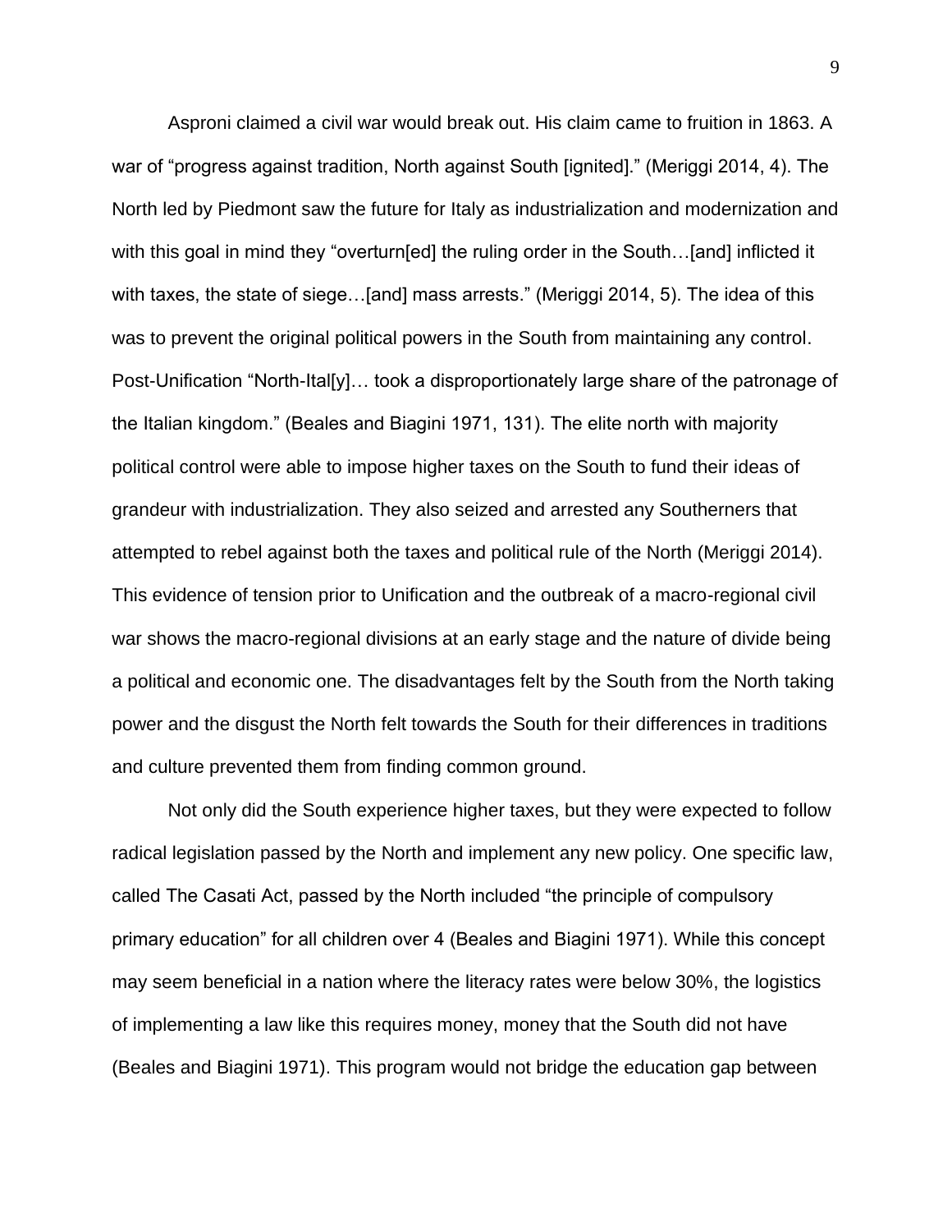Asproni claimed a civil war would break out. His claim came to fruition in 1863. A war of "progress against tradition, North against South [ignited]." (Meriggi 2014, 4). The North led by Piedmont saw the future for Italy as industrialization and modernization and with this goal in mind they "overturn[ed] the ruling order in the South…[and] inflicted it with taxes, the state of siege…[and] mass arrests." (Meriggi 2014, 5). The idea of this was to prevent the original political powers in the South from maintaining any control. Post-Unification "North-Ital[y]… took a disproportionately large share of the patronage of the Italian kingdom." (Beales and Biagini 1971, 131). The elite north with majority political control were able to impose higher taxes on the South to fund their ideas of grandeur with industrialization. They also seized and arrested any Southerners that attempted to rebel against both the taxes and political rule of the North (Meriggi 2014). This evidence of tension prior to Unification and the outbreak of a macro-regional civil war shows the macro-regional divisions at an early stage and the nature of divide being a political and economic one. The disadvantages felt by the South from the North taking power and the disgust the North felt towards the South for their differences in traditions and culture prevented them from finding common ground.

Not only did the South experience higher taxes, but they were expected to follow radical legislation passed by the North and implement any new policy. One specific law, called The Casati Act, passed by the North included "the principle of compulsory primary education" for all children over 4 (Beales and Biagini 1971). While this concept may seem beneficial in a nation where the literacy rates were below 30%, the logistics of implementing a law like this requires money, money that the South did not have (Beales and Biagini 1971). This program would not bridge the education gap between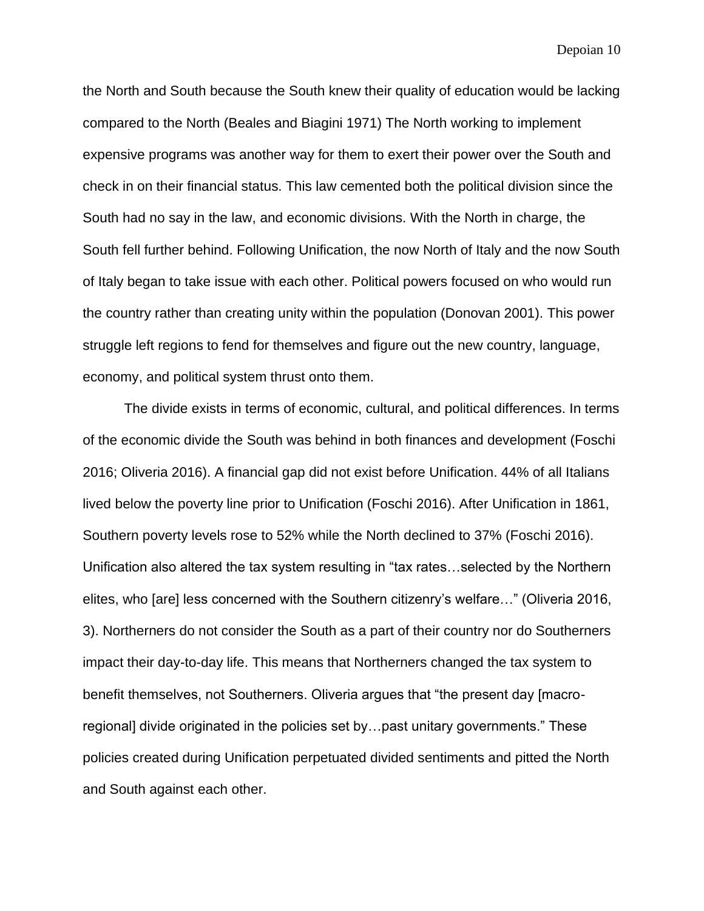the North and South because the South knew their quality of education would be lacking compared to the North (Beales and Biagini 1971) The North working to implement expensive programs was another way for them to exert their power over the South and check in on their financial status. This law cemented both the political division since the South had no say in the law, and economic divisions. With the North in charge, the South fell further behind. Following Unification, the now North of Italy and the now South of Italy began to take issue with each other. Political powers focused on who would run the country rather than creating unity within the population (Donovan 2001). This power struggle left regions to fend for themselves and figure out the new country, language, economy, and political system thrust onto them.

The divide exists in terms of economic, cultural, and political differences. In terms of the economic divide the South was behind in both finances and development (Foschi 2016; Oliveria 2016). A financial gap did not exist before Unification. 44% of all Italians lived below the poverty line prior to Unification (Foschi 2016). After Unification in 1861, Southern poverty levels rose to 52% while the North declined to 37% (Foschi 2016). Unification also altered the tax system resulting in "tax rates…selected by the Northern elites, who [are] less concerned with the Southern citizenry's welfare…" (Oliveria 2016, 3). Northerners do not consider the South as a part of their country nor do Southerners impact their day-to-day life. This means that Northerners changed the tax system to benefit themselves, not Southerners. Oliveria argues that "the present day [macro-regional] divide originated in the policies set by…past unitary governments." These policies created during Unification perpetuated divided sentiments and pitted the North and South against each other.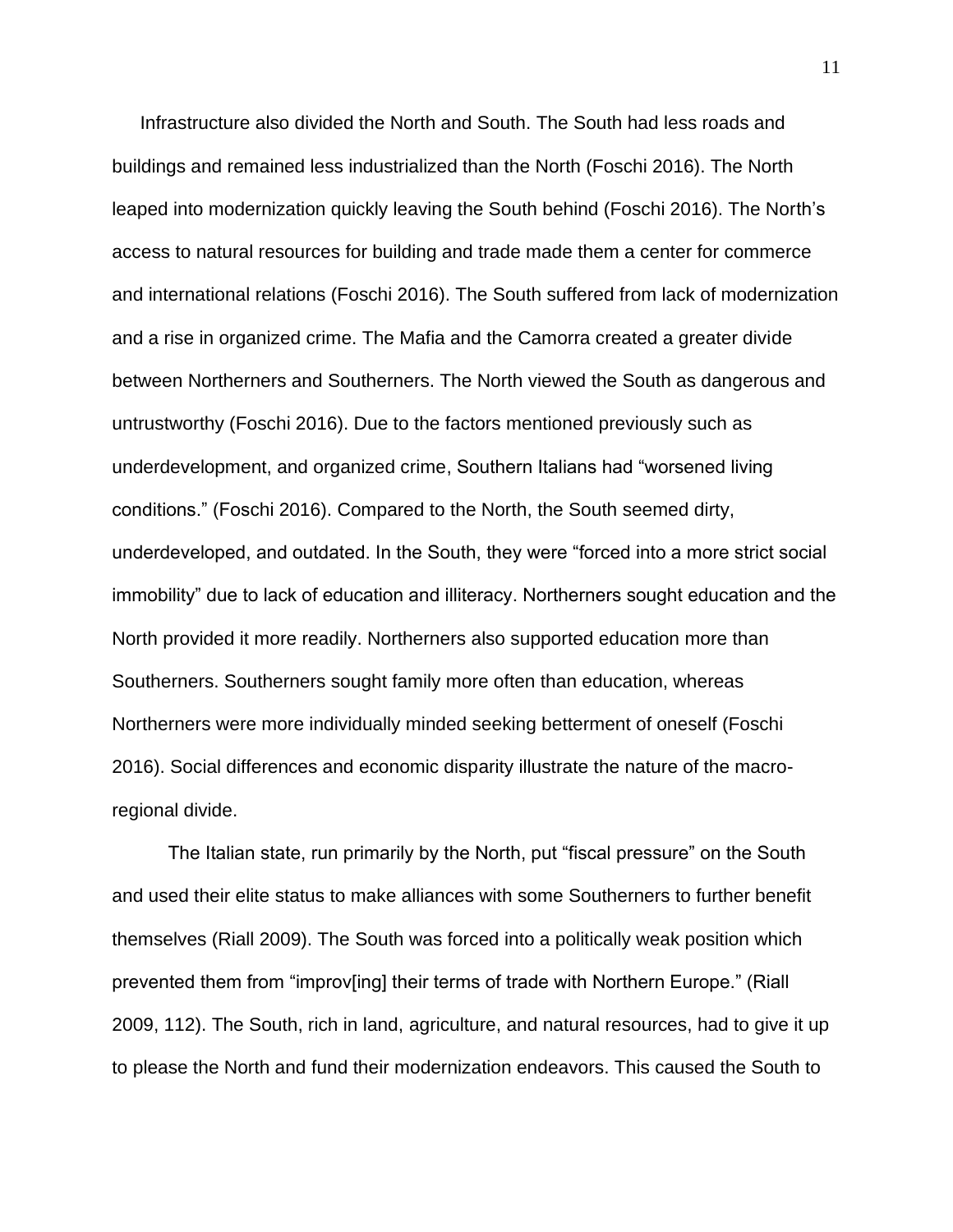Infrastructure also divided the North and South. The South had less roads and buildings and remained less industrialized than the North (Foschi 2016). The North leaped into modernization quickly leaving the South behind (Foschi 2016). The North's access to natural resources for building and trade made them a center for commerce and international relations (Foschi 2016). The South suffered from lack of modernization and a rise in organized crime. The Mafia and the Camorra created a greater divide between Northerners and Southerners. The North viewed the South as dangerous and untrustworthy (Foschi 2016). Due to the factors mentioned previously such as underdevelopment, and organized crime, Southern Italians had "worsened living conditions." (Foschi 2016). Compared to the North, the South seemed dirty, underdeveloped, and outdated. In the South, they were "forced into a more strict social immobility" due to lack of education and illiteracy. Northerners sought education and the North provided it more readily. Northerners also supported education more than Southerners. Southerners sought family more often than education, whereas Northerners were more individually minded seeking betterment of oneself (Foschi 2016). Social differences and economic disparity illustrate the nature of the macro-regional divide.

The Italian state, run primarily by the North, put "fiscal pressure" on the South and used their elite status to make alliances with some Southerners to further benefit themselves (Riall 2009). The South was forced into a politically weak position which prevented them from "improv[ing] their terms of trade with Northern Europe." (Riall 2009, 112). The South, rich in land, agriculture, and natural resources, had to give it up to please the North and fund their modernization endeavors. This caused the South to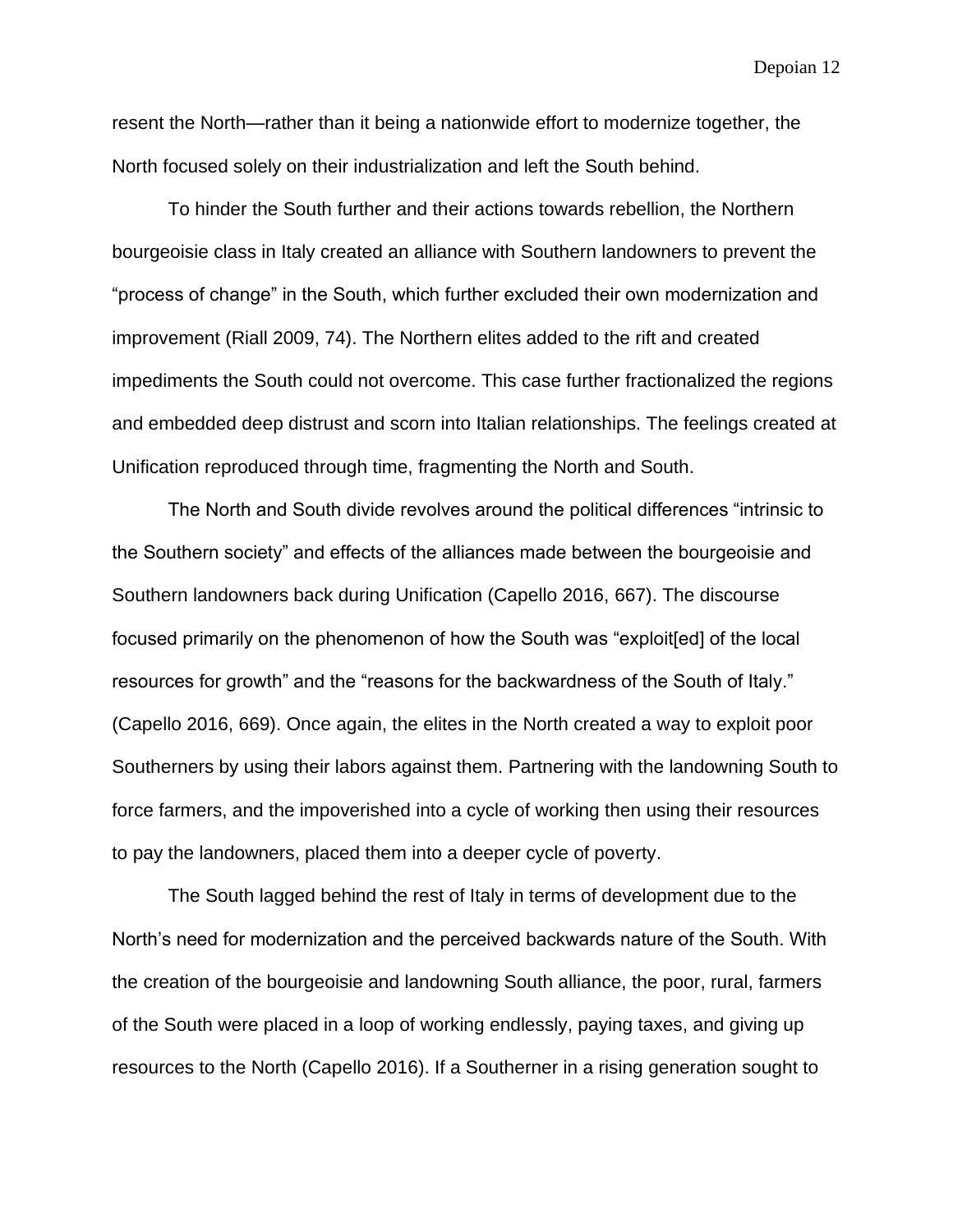resent the North—rather than it being a nationwide effort to modernize together, the North focused solely on their industrialization and left the South behind.

To hinder the South further and their actions towards rebellion, the Northern bourgeoisie class in Italy created an alliance with Southern landowners to prevent the "process of change" in the South, which further excluded their own modernization and improvement (Riall 2009, 74). The Northern elites added to the rift and created impediments the South could not overcome. This case further fractionalized the regions and embedded deep distrust and scorn into Italian relationships. The feelings created at Unification reproduced through time, fragmenting the North and South.

The North and South divide revolves around the political differences "intrinsic to the Southern society" and effects of the alliances made between the bourgeoisie and Southern landowners back during Unification (Capello 2016, 667). The discourse focused primarily on the phenomenon of how the South was "exploit[ed] of the local resources for growth" and the "reasons for the backwardness of the South of Italy." (Capello 2016, 669). Once again, the elites in the North created a way to exploit poor Southerners by using their labors against them. Partnering with the landowning South to force farmers, and the impoverished into a cycle of working then using their resources to pay the landowners, placed them into a deeper cycle of poverty.

The South lagged behind the rest of Italy in terms of development due to the North's need for modernization and the perceived backwards nature of the South. With the creation of the bourgeoisie and landowning South alliance, the poor, rural, farmers of the South were placed in a loop of working endlessly, paying taxes, and giving up resources to the North (Capello 2016). If a Southerner in a rising generation sought to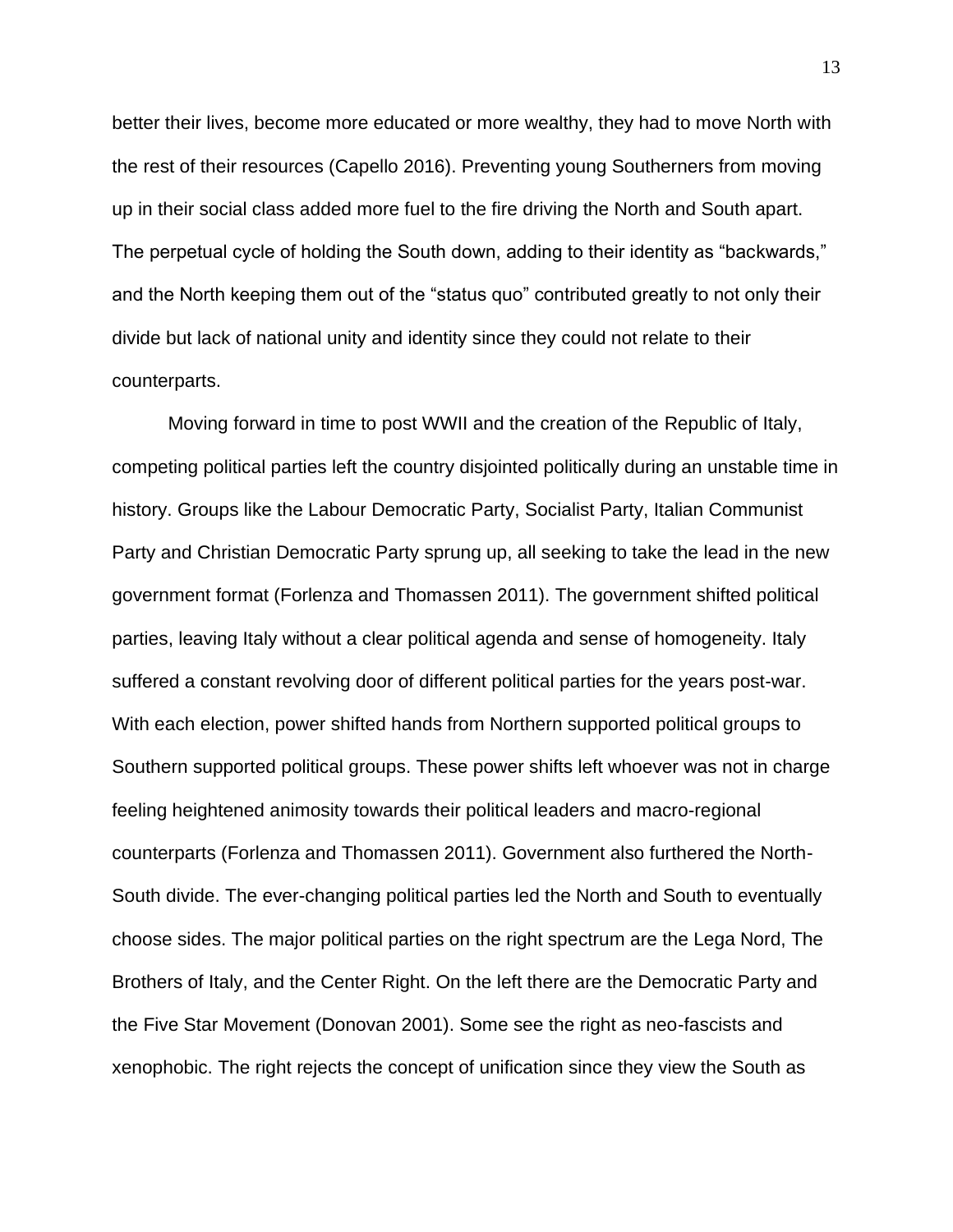better their lives, become more educated or more wealthy, they had to move North with the rest of their resources (Capello 2016). Preventing young Southerners from moving up in their social class added more fuel to the fire driving the North and South apart. The perpetual cycle of holding the South down, adding to their identity as "backwards," and the North keeping them out of the "status quo" contributed greatly to not only their divide but lack of national unity and identity since they could not relate to their counterparts.

Moving forward in time to post WWII and the creation of the Republic of Italy, competing political parties left the country disjointed politically during an unstable time in history. Groups like the Labour Democratic Party, Socialist Party, Italian Communist Party and Christian Democratic Party sprung up, all seeking to take the lead in the new government format (Forlenza and Thomassen 2011). The government shifted political parties, leaving Italy without a clear political agenda and sense of homogeneity. Italy suffered a constant revolving door of different political parties for the years post-war. With each election, power shifted hands from Northern supported political groups to Southern supported political groups. These power shifts left whoever was not in charge feeling heightened animosity towards their political leaders and macro-regional counterparts (Forlenza and Thomassen 2011). Government also furthered the North-South divide. The ever-changing political parties led the North and South to eventually choose sides. The major political parties on the right spectrum are the Lega Nord, The Brothers of Italy, and the Center Right. On the left there are the Democratic Party and the Five Star Movement (Donovan 2001). Some see the right as neo-fascists and xenophobic. The right rejects the concept of unification since they view the South as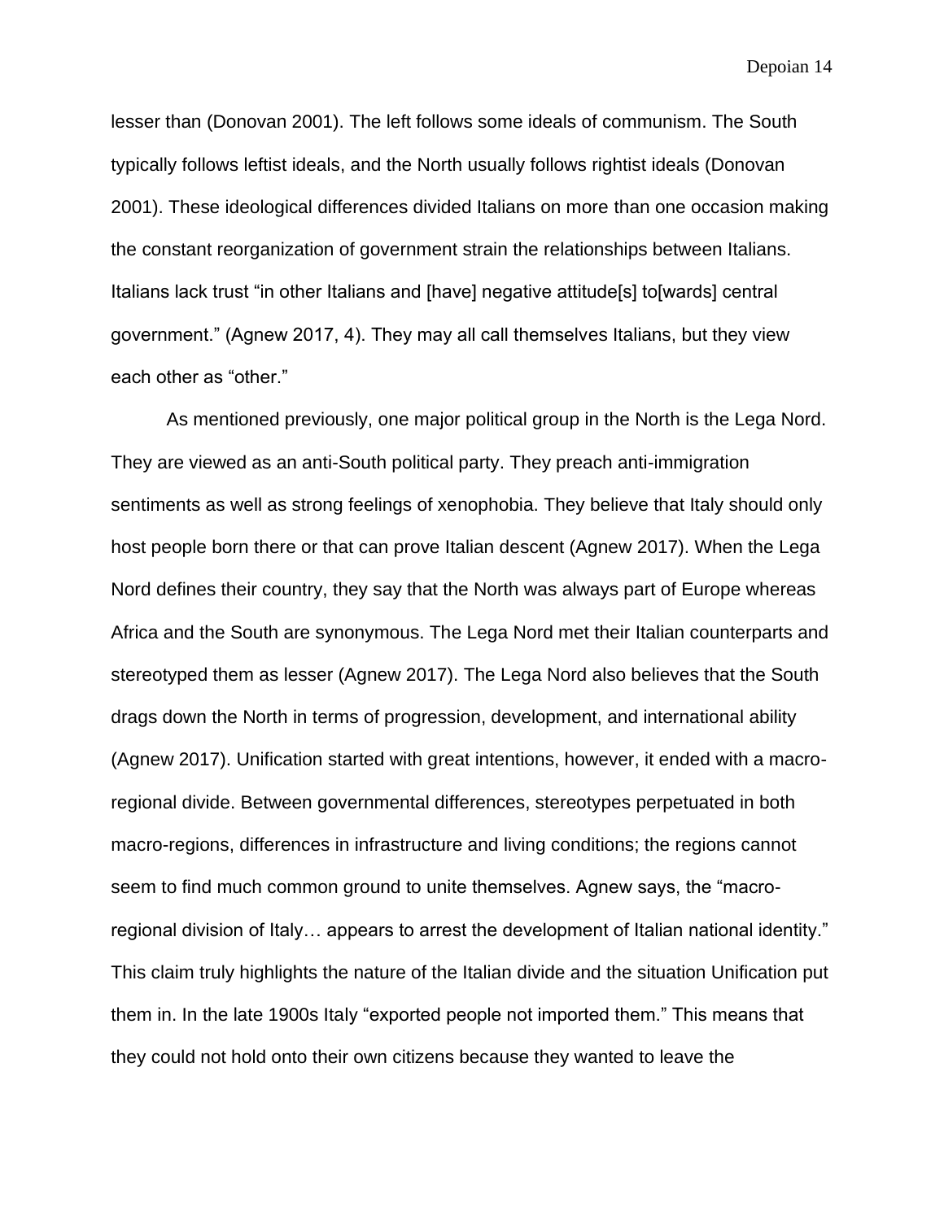lesser than (Donovan 2001). The left follows some ideals of communism. The South typically follows leftist ideals, and the North usually follows rightist ideals (Donovan 2001). These ideological differences divided Italians on more than one occasion making the constant reorganization of government strain the relationships between Italians. Italians lack trust "in other Italians and [have] negative attitude[s] to[wards] central government." (Agnew 2017, 4). They may all call themselves Italians, but they view each other as "other."

As mentioned previously, one major political group in the North is the Lega Nord. They are viewed as an anti-South political party. They preach anti-immigration sentiments as well as strong feelings of xenophobia. They believe that Italy should only host people born there or that can prove Italian descent (Agnew 2017). When the Lega Nord defines their country, they say that the North was always part of Europe whereas Africa and the South are synonymous. The Lega Nord met their Italian counterparts and stereotyped them as lesser (Agnew 2017). The Lega Nord also believes that the South drags down the North in terms of progression, development, and international ability (Agnew 2017). Unification started with great intentions, however, it ended with a macro-regional divide. Between governmental differences, stereotypes perpetuated in both macro-regions, differences in infrastructure and living conditions; the regions cannot seem to find much common ground to unite themselves. Agnew says, the "macro-regional division of Italy… appears to arrest the development of Italian national identity." This claim truly highlights the nature of the Italian divide and the situation Unification put them in. In the late 1900s Italy "exported people not imported them." This means that they could not hold onto their own citizens because they wanted to leave the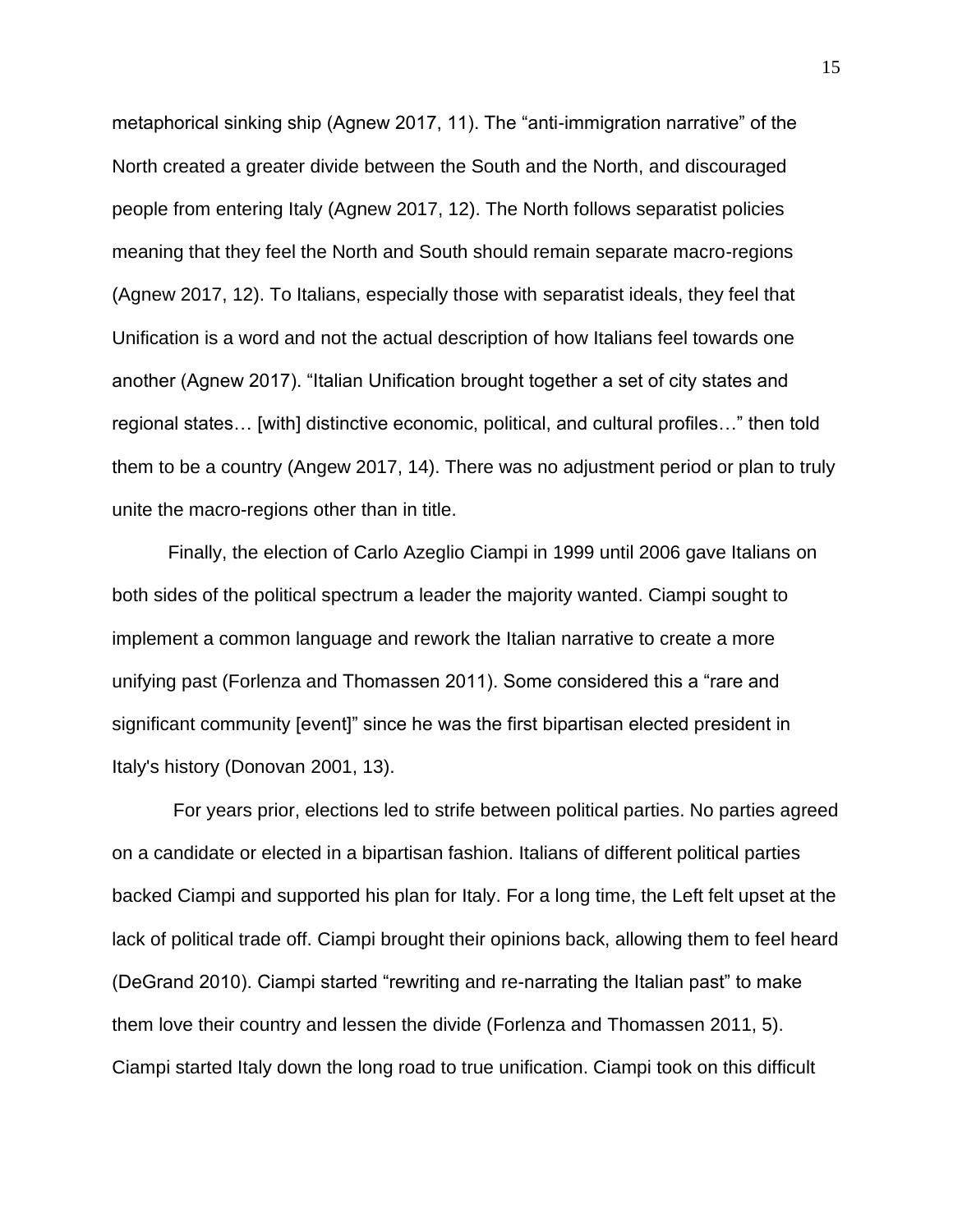metaphorical sinking ship (Agnew 2017, 11). The "anti-immigration narrative" of the North created a greater divide between the South and the North, and discouraged people from entering Italy (Agnew 2017, 12). The North follows separatist policies meaning that they feel the North and South should remain separate macro-regions (Agnew 2017, 12). To Italians, especially those with separatist ideals, they feel that Unification is a word and not the actual description of how Italians feel towards one another (Agnew 2017). "Italian Unification brought together a set of city states and regional states… [with] distinctive economic, political, and cultural profiles…" then told them to be a country (Angew 2017, 14). There was no adjustment period or plan to truly unite the macro-regions other than in title.

Finally, the election of Carlo Azeglio Ciampi in 1999 until 2006 gave Italians on both sides of the political spectrum a leader the majority wanted. Ciampi sought to implement a common language and rework the Italian narrative to create a more unifying past (Forlenza and Thomassen 2011). Some considered this a "rare and significant community [event]" since he was the first bipartisan elected president in Italy's history (Donovan 2001, 13).

For years prior, elections led to strife between political parties. No parties agreed on a candidate or elected in a bipartisan fashion. Italians of different political parties backed Ciampi and supported his plan for Italy. For a long time, the Left felt upset at the lack of political trade off. Ciampi brought their opinions back, allowing them to feel heard (DeGrand 2010). Ciampi started "rewriting and re-narrating the Italian past" to make them love their country and lessen the divide (Forlenza and Thomassen 2011, 5). Ciampi started Italy down the long road to true unification. Ciampi took on this difficult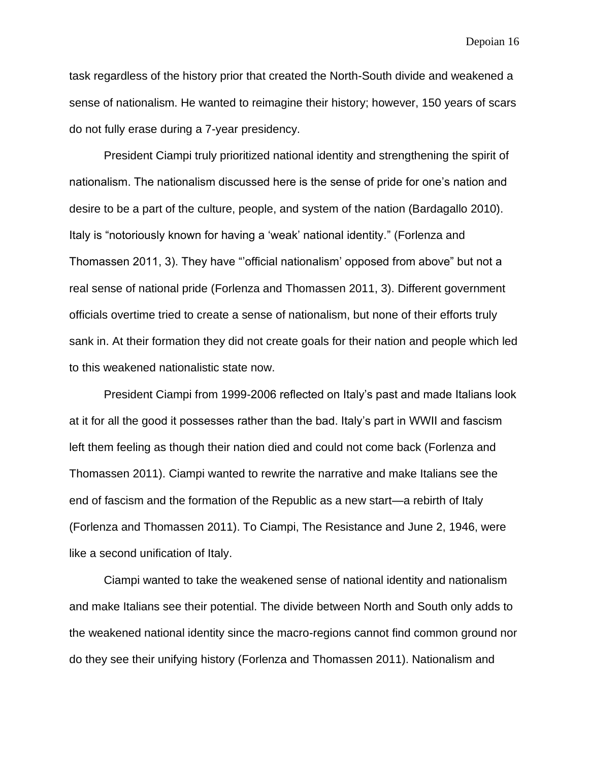task regardless of the history prior that created the North-South divide and weakened a sense of nationalism. He wanted to reimagine their history; however, 150 years of scars do not fully erase during a 7-year presidency.

President Ciampi truly prioritized national identity and strengthening the spirit of nationalism. The nationalism discussed here is the sense of pride for one's nation and desire to be a part of the culture, people, and system of the nation (Bardagallo 2010). Italy is "notoriously known for having a 'weak' national identity." (Forlenza and Thomassen 2011, 3). They have "'official nationalism' opposed from above" but not a real sense of national pride (Forlenza and Thomassen 2011, 3). Different government officials overtime tried to create a sense of nationalism, but none of their efforts truly sank in. At their formation they did not create goals for their nation and people which led to this weakened nationalistic state now.

President Ciampi from 1999-2006 reflected on Italy's past and made Italians look at it for all the good it possesses rather than the bad. Italy's part in WWII and fascism left them feeling as though their nation died and could not come back (Forlenza and Thomassen 2011). Ciampi wanted to rewrite the narrative and make Italians see the end of fascism and the formation of the Republic as a new start—a rebirth of Italy (Forlenza and Thomassen 2011). To Ciampi, The Resistance and June 2, 1946, were like a second unification of Italy.

Ciampi wanted to take the weakened sense of national identity and nationalism and make Italians see their potential. The divide between North and South only adds to the weakened national identity since the macro-regions cannot find common ground nor do they see their unifying history (Forlenza and Thomassen 2011). Nationalism and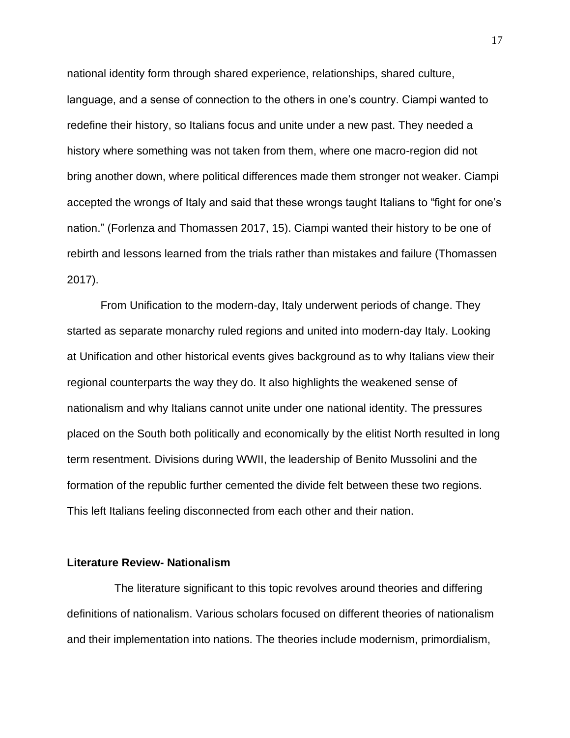national identity form through shared experience, relationships, shared culture, language, and a sense of connection to the others in one's country. Ciampi wanted to redefine their history, so Italians focus and unite under a new past. They needed a history where something was not taken from them, where one macro-region did not bring another down, where political differences made them stronger not weaker. Ciampi accepted the wrongs of Italy and said that these wrongs taught Italians to "fight for one's nation." (Forlenza and Thomassen 2017, 15). Ciampi wanted their history to be one of rebirth and lessons learned from the trials rather than mistakes and failure (Thomassen 2017).

From Unification to the modern-day, Italy underwent periods of change. They started as separate monarchy ruled regions and united into modern-day Italy. Looking at Unification and other historical events gives background as to why Italians view their regional counterparts the way they do. It also highlights the weakened sense of nationalism and why Italians cannot unite under one national identity. The pressures placed on the South both politically and economically by the elitist North resulted in long term resentment. Divisions during WWII, the leadership of Benito Mussolini and the formation of the republic further cemented the divide felt between these two regions. This left Italians feeling disconnected from each other and their nation.

**Literature Review- Nationalism**

The literature significant to this topic revolves around theories and differing definitions of nationalism. Various scholars focused on different theories of nationalism and their implementation into nations. The theories include modernism, primordialism,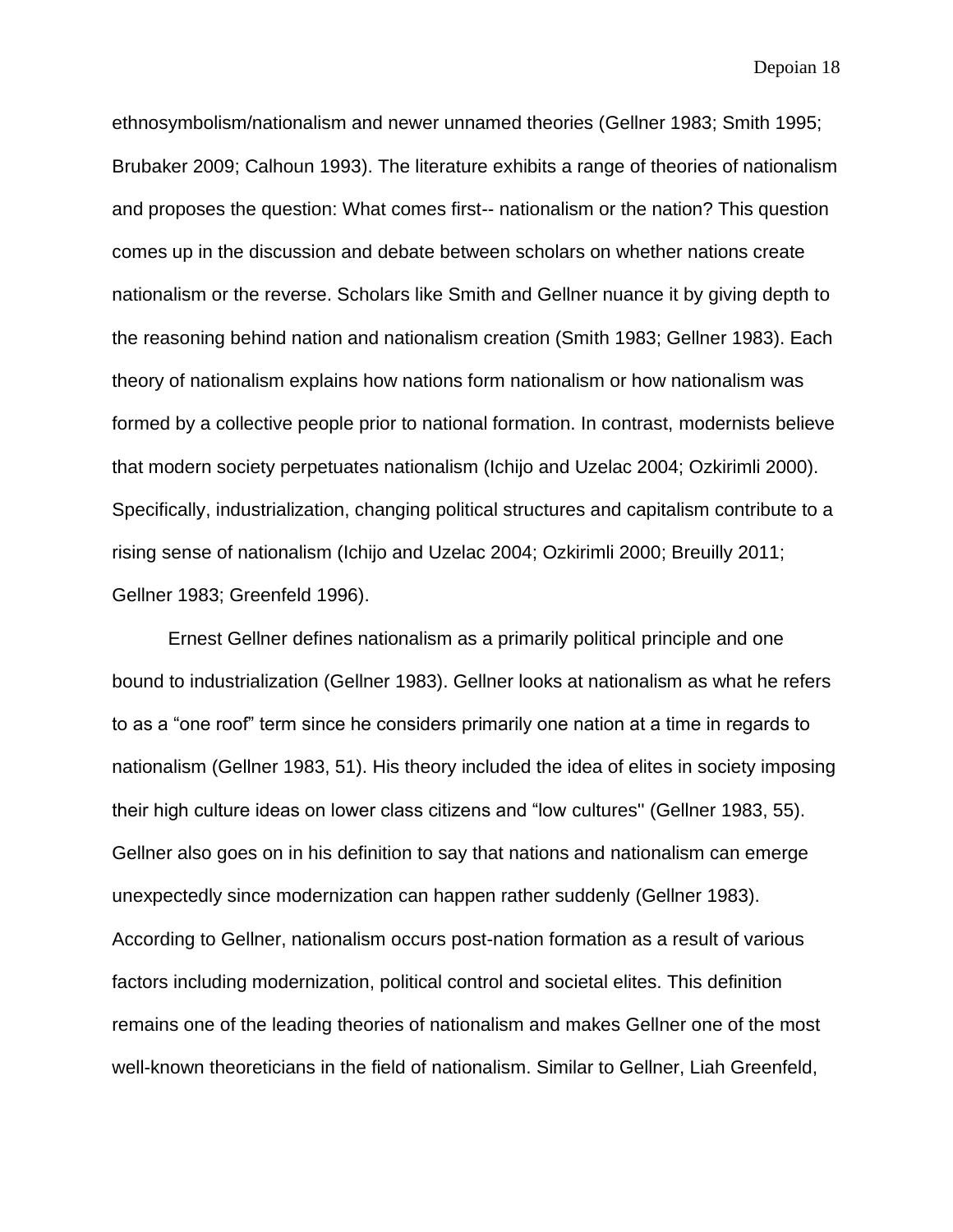ethnosymbolism/nationalism and newer unnamed theories (Gellner 1983; Smith 1995; Brubaker 2009; Calhoun 1993). The literature exhibits a range of theories of nationalism and proposes the question: What comes first-- nationalism or the nation? This question comes up in the discussion and debate between scholars on whether nations create nationalism or the reverse. Scholars like Smith and Gellner nuance it by giving depth to the reasoning behind nation and nationalism creation (Smith 1983; Gellner 1983). Each theory of nationalism explains how nations form nationalism or how nationalism was formed by a collective people prior to national formation. In contrast, modernists believe that modern society perpetuates nationalism (Ichijo and Uzelac 2004; Ozkirimli 2000). Specifically, industrialization, changing political structures and capitalism contribute to a rising sense of nationalism (Ichijo and Uzelac 2004; Ozkirimli 2000; Breuilly 2011; Gellner 1983; Greenfeld 1996).

Ernest Gellner defines nationalism as a primarily political principle and one bound to industrialization (Gellner 1983). Gellner looks at nationalism as what he refers to as a "one roof" term since he considers primarily one nation at a time in regards to nationalism (Gellner 1983, 51). His theory included the idea of elites in society imposing their high culture ideas on lower class citizens and "low cultures'' (Gellner 1983, 55). Gellner also goes on in his definition to say that nations and nationalism can emerge unexpectedly since modernization can happen rather suddenly (Gellner 1983). According to Gellner, nationalism occurs post-nation formation as a result of various factors including modernization, political control and societal elites. This definition remains one of the leading theories of nationalism and makes Gellner one of the most well-known theoreticians in the field of nationalism. Similar to Gellner, Liah Greenfeld,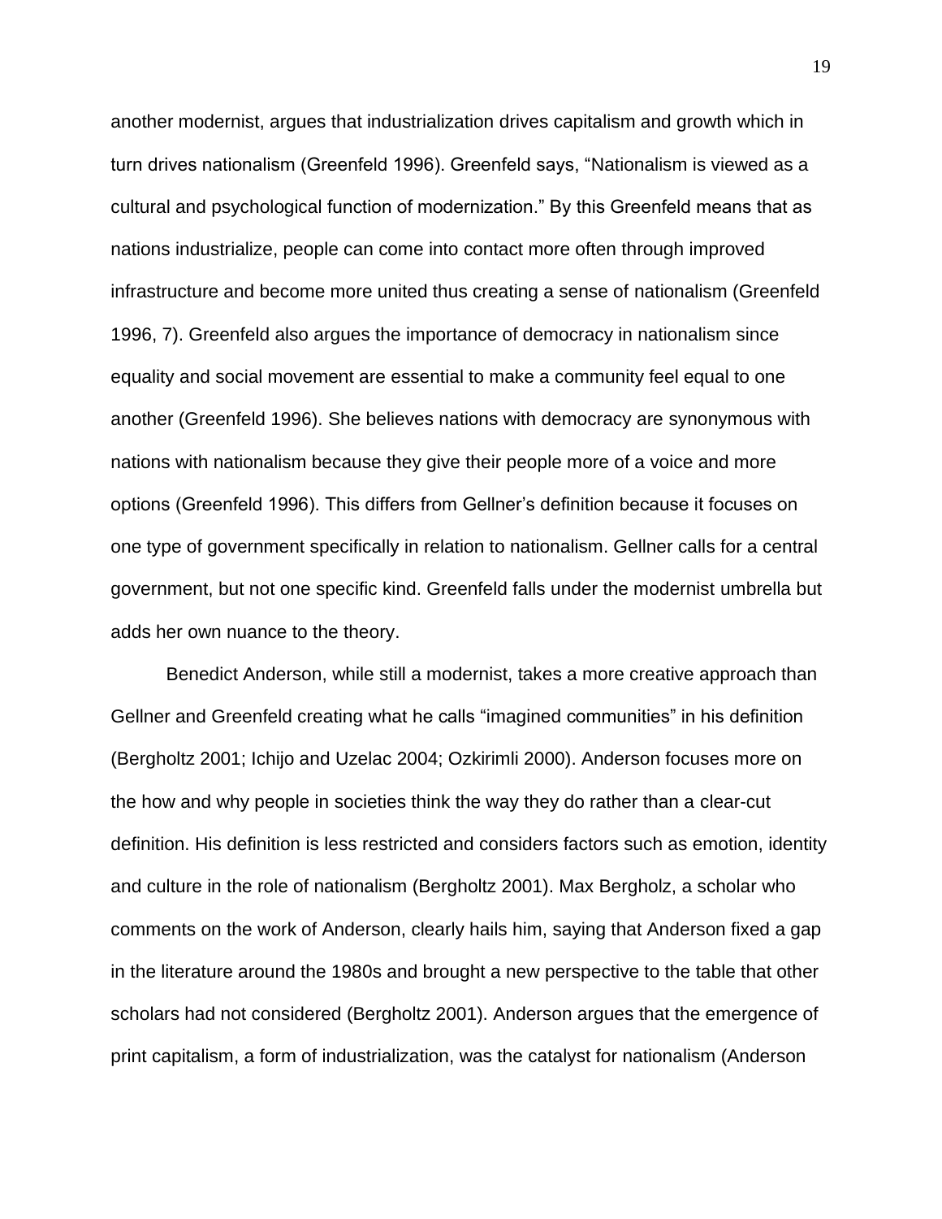another modernist, argues that industrialization drives capitalism and growth which in turn drives nationalism (Greenfeld 1996). Greenfeld says, "Nationalism is viewed as a cultural and psychological function of modernization." By this Greenfeld means that as nations industrialize, people can come into contact more often through improved infrastructure and become more united thus creating a sense of nationalism (Greenfeld 1996, 7). Greenfeld also argues the importance of democracy in nationalism since equality and social movement are essential to make a community feel equal to one another (Greenfeld 1996). She believes nations with democracy are synonymous with nations with nationalism because they give their people more of a voice and more options (Greenfeld 1996). This differs from Gellner's definition because it focuses on one type of government specifically in relation to nationalism. Gellner calls for a central government, but not one specific kind. Greenfeld falls under the modernist umbrella but adds her own nuance to the theory.

Benedict Anderson, while still a modernist, takes a more creative approach than Gellner and Greenfeld creating what he calls "imagined communities" in his definition (Bergholtz 2001; Ichijo and Uzelac 2004; Ozkirimli 2000). Anderson focuses more on the how and why people in societies think the way they do rather than a clear-cut definition. His definition is less restricted and considers factors such as emotion, identity and culture in the role of nationalism (Bergholtz 2001). Max Bergholz, a scholar who comments on the work of Anderson, clearly hails him, saying that Anderson fixed a gap in the literature around the 1980s and brought a new perspective to the table that other scholars had not considered (Bergholtz 2001). Anderson argues that the emergence of print capitalism, a form of industrialization, was the catalyst for nationalism (Anderson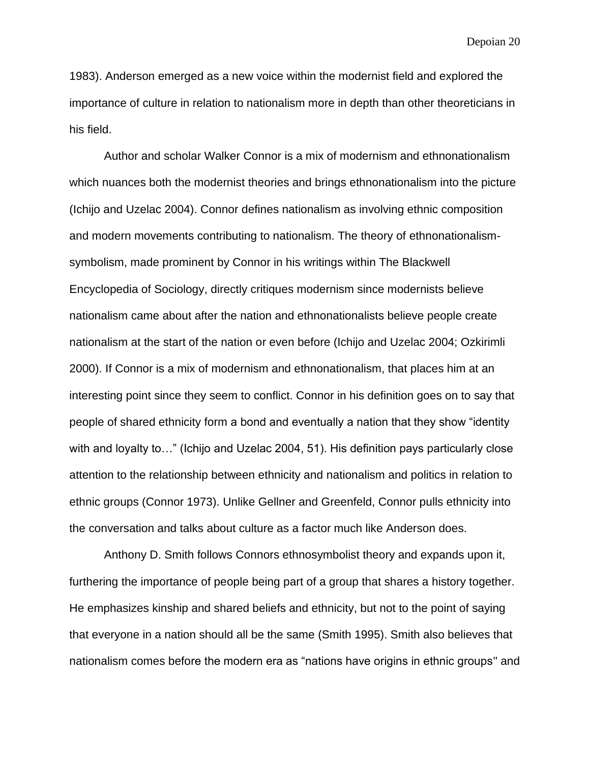1983). Anderson emerged as a new voice within the modernist field and explored the importance of culture in relation to nationalism more in depth than other theoreticians in his field.

Author and scholar Walker Connor is a mix of modernism and ethnonationalism which nuances both the modernist theories and brings ethnonationalism into the picture (Ichijo and Uzelac 2004). Connor defines nationalism as involving ethnic composition and modern movements contributing to nationalism. The theory of ethnonationalism-symbolism, made prominent by Connor in his writings within The Blackwell Encyclopedia of Sociology, directly critiques modernism since modernists believe nationalism came about after the nation and ethnonationalists believe people create nationalism at the start of the nation or even before (Ichijo and Uzelac 2004; Ozkirimli 2000). If Connor is a mix of modernism and ethnonationalism, that places him at an interesting point since they seem to conflict. Connor in his definition goes on to say that people of shared ethnicity form a bond and eventually a nation that they show "identity with and loyalty to…" (Ichijo and Uzelac 2004, 51). His definition pays particularly close attention to the relationship between ethnicity and nationalism and politics in relation to ethnic groups (Connor 1973). Unlike Gellner and Greenfeld, Connor pulls ethnicity into the conversation and talks about culture as a factor much like Anderson does.

Anthony D. Smith follows Connors ethnosymbolist theory and expands upon it, furthering the importance of people being part of a group that shares a history together. He emphasizes kinship and shared beliefs and ethnicity, but not to the point of saying that everyone in a nation should all be the same (Smith 1995). Smith also believes that nationalism comes before the modern era as "nations have origins in ethnic groups'' and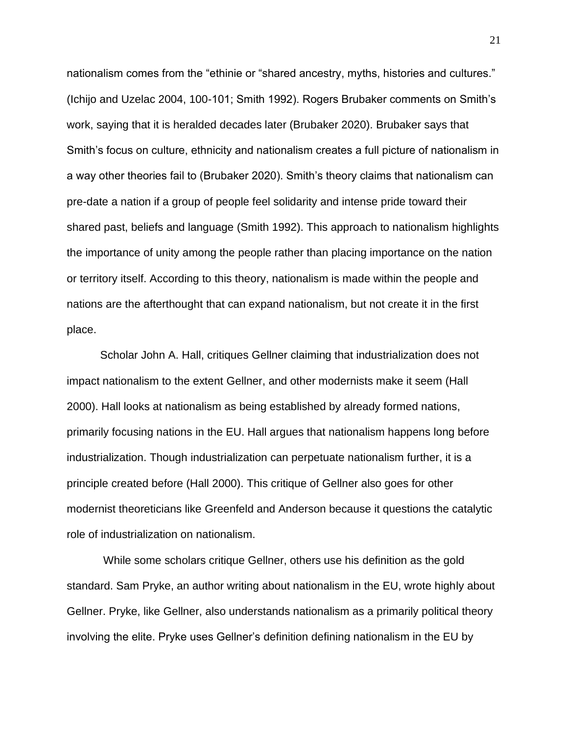nationalism comes from the "ethinie or "shared ancestry, myths, histories and cultures." (Ichijo and Uzelac 2004, 100-101; Smith 1992). Rogers Brubaker comments on Smith's work, saying that it is heralded decades later (Brubaker 2020). Brubaker says that Smith's focus on culture, ethnicity and nationalism creates a full picture of nationalism in a way other theories fail to (Brubaker 2020). Smith's theory claims that nationalism can pre-date a nation if a group of people feel solidarity and intense pride toward their shared past, beliefs and language (Smith 1992). This approach to nationalism highlights the importance of unity among the people rather than placing importance on the nation or territory itself. According to this theory, nationalism is made within the people and nations are the afterthought that can expand nationalism, but not create it in the first place.

Scholar John A. Hall, critiques Gellner claiming that industrialization does not impact nationalism to the extent Gellner, and other modernists make it seem (Hall 2000). Hall looks at nationalism as being established by already formed nations, primarily focusing nations in the EU. Hall argues that nationalism happens long before industrialization. Though industrialization can perpetuate nationalism further, it is a principle created before (Hall 2000). This critique of Gellner also goes for other modernist theoreticians like Greenfeld and Anderson because it questions the catalytic role of industrialization on nationalism.

While some scholars critique Gellner, others use his definition as the gold standard. Sam Pryke, an author writing about nationalism in the EU, wrote highly about Gellner. Pryke, like Gellner, also understands nationalism as a primarily political theory involving the elite. Pryke uses Gellner's definition defining nationalism in the EU by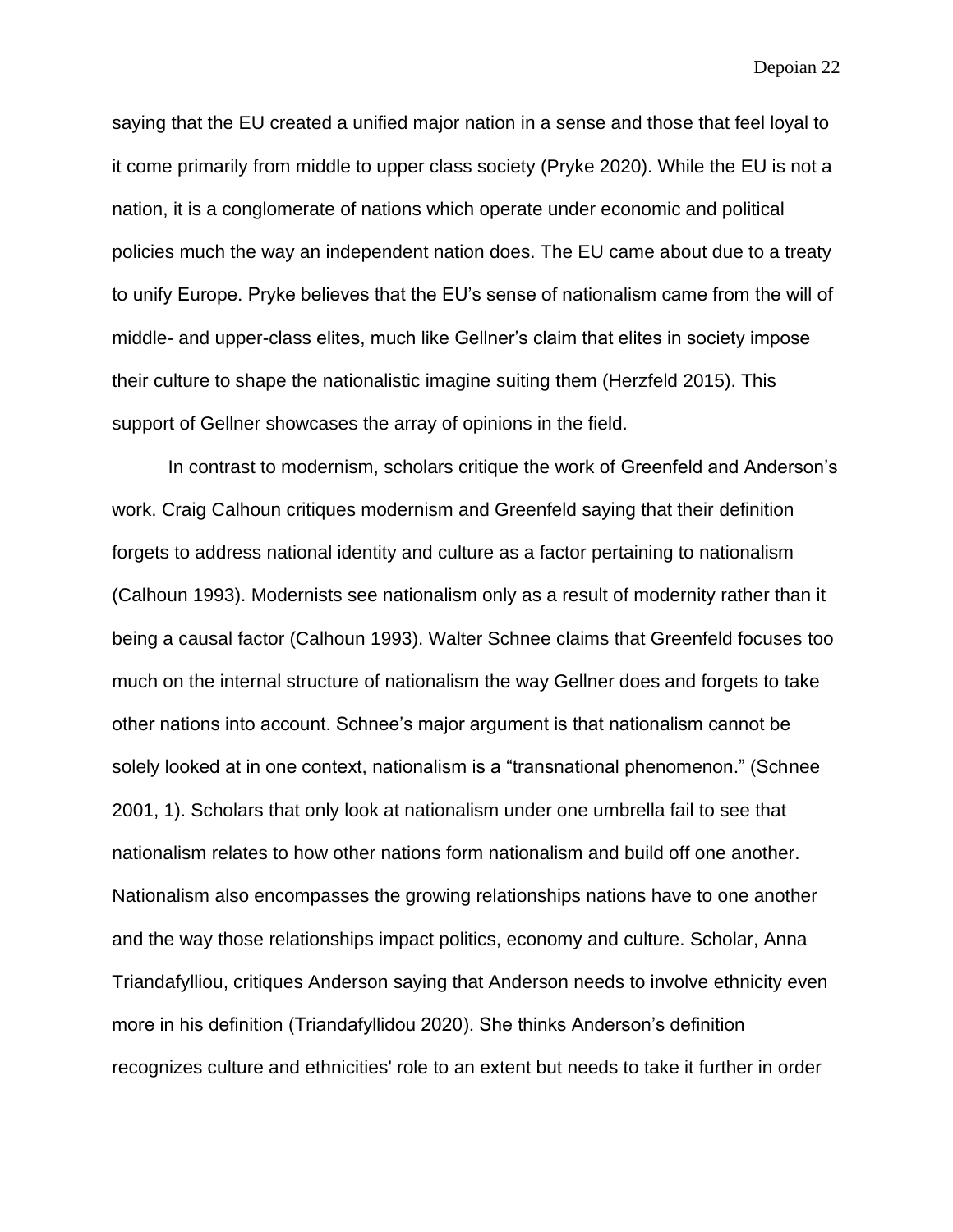saying that the EU created a unified major nation in a sense and those that feel loyal to it come primarily from middle to upper class society (Pryke 2020). While the EU is not a nation, it is a conglomerate of nations which operate under economic and political policies much the way an independent nation does. The EU came about due to a treaty to unify Europe. Pryke believes that the EU's sense of nationalism came from the will of middle- and upper-class elites, much like Gellner's claim that elites in society impose their culture to shape the nationalistic imagine suiting them (Herzfeld 2015). This support of Gellner showcases the array of opinions in the field.

In contrast to modernism, scholars critique the work of Greenfeld and Anderson's work. Craig Calhoun critiques modernism and Greenfeld saying that their definition forgets to address national identity and culture as a factor pertaining to nationalism (Calhoun 1993). Modernists see nationalism only as a result of modernity rather than it being a causal factor (Calhoun 1993). Walter Schnee claims that Greenfeld focuses too much on the internal structure of nationalism the way Gellner does and forgets to take other nations into account. Schnee's major argument is that nationalism cannot be solely looked at in one context, nationalism is a "transnational phenomenon." (Schnee 2001, 1). Scholars that only look at nationalism under one umbrella fail to see that nationalism relates to how other nations form nationalism and build off one another. Nationalism also encompasses the growing relationships nations have to one another and the way those relationships impact politics, economy and culture. Scholar, Anna Triandafylliou, critiques Anderson saying that Anderson needs to involve ethnicity even more in his definition (Triandafyllidou 2020). She thinks Anderson's definition recognizes culture and ethnicities' role to an extent but needs to take it further in order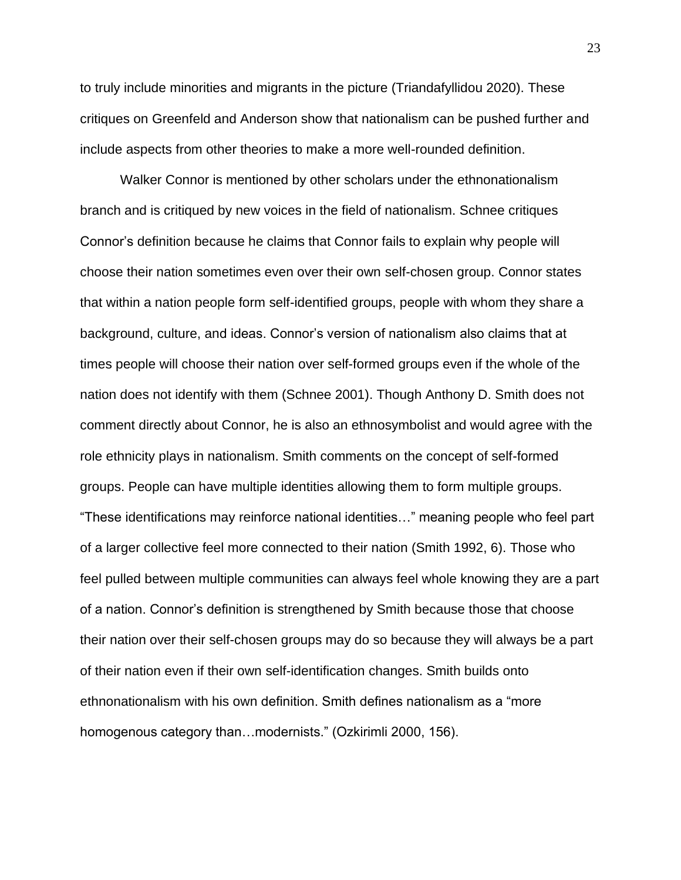to truly include minorities and migrants in the picture (Triandafyllidou 2020). These critiques on Greenfeld and Anderson show that nationalism can be pushed further and include aspects from other theories to make a more well-rounded definition.

Walker Connor is mentioned by other scholars under the ethnonationalism branch and is critiqued by new voices in the field of nationalism. Schnee critiques Connor's definition because he claims that Connor fails to explain why people will choose their nation sometimes even over their own self-chosen group. Connor states that within a nation people form self-identified groups, people with whom they share a background, culture, and ideas. Connor's version of nationalism also claims that at times people will choose their nation over self-formed groups even if the whole of the nation does not identify with them (Schnee 2001). Though Anthony D. Smith does not comment directly about Connor, he is also an ethnosymbolist and would agree with the role ethnicity plays in nationalism. Smith comments on the concept of self-formed groups. People can have multiple identities allowing them to form multiple groups. "These identifications may reinforce national identities…" meaning people who feel part of a larger collective feel more connected to their nation (Smith 1992, 6). Those who feel pulled between multiple communities can always feel whole knowing they are a part of a nation. Connor's definition is strengthened by Smith because those that choose their nation over their self-chosen groups may do so because they will always be a part of their nation even if their own self-identification changes. Smith builds onto ethnonationalism with his own definition. Smith defines nationalism as a "more homogenous category than…modernists." (Ozkirimli 2000, 156).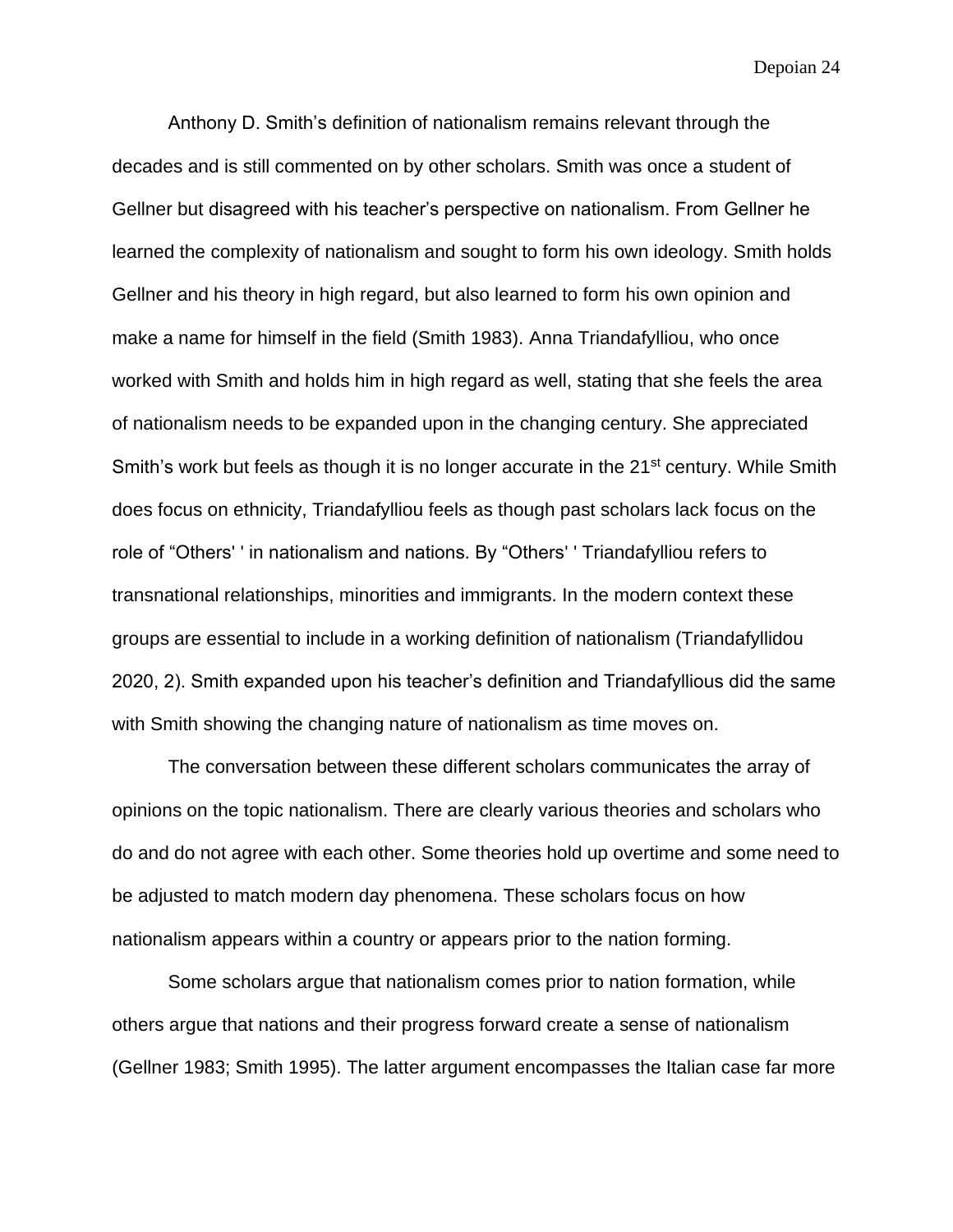Anthony D. Smith's definition of nationalism remains relevant through the decades and is still commented on by other scholars. Smith was once a student of Gellner but disagreed with his teacher's perspective on nationalism. From Gellner he learned the complexity of nationalism and sought to form his own ideology. Smith holds Gellner and his theory in high regard, but also learned to form his own opinion and make a name for himself in the field (Smith 1983). Anna Triandafylliou, who once worked with Smith and holds him in high regard as well, stating that she feels the area of nationalism needs to be expanded upon in the changing century. She appreciated Smith's work but feels as though it is no longer accurate in the 21st century. While Smith does focus on ethnicity, Triandafylliou feels as though past scholars lack focus on the role of "Others' ' in nationalism and nations. By "Others' ' Triandafylliou refers to transnational relationships, minorities and immigrants. In the modern context these groups are essential to include in a working definition of nationalism (Triandafyllidou 2020, 2). Smith expanded upon his teacher's definition and Triandafyllious did the same with Smith showing the changing nature of nationalism as time moves on.

The conversation between these different scholars communicates the array of opinions on the topic nationalism. There are clearly various theories and scholars who do and do not agree with each other. Some theories hold up overtime and some need to be adjusted to match modern day phenomena. These scholars focus on how nationalism appears within a country or appears prior to the nation forming.

Some scholars argue that nationalism comes prior to nation formation, while others argue that nations and their progress forward create a sense of nationalism (Gellner 1983; Smith 1995). The latter argument encompasses the Italian case far more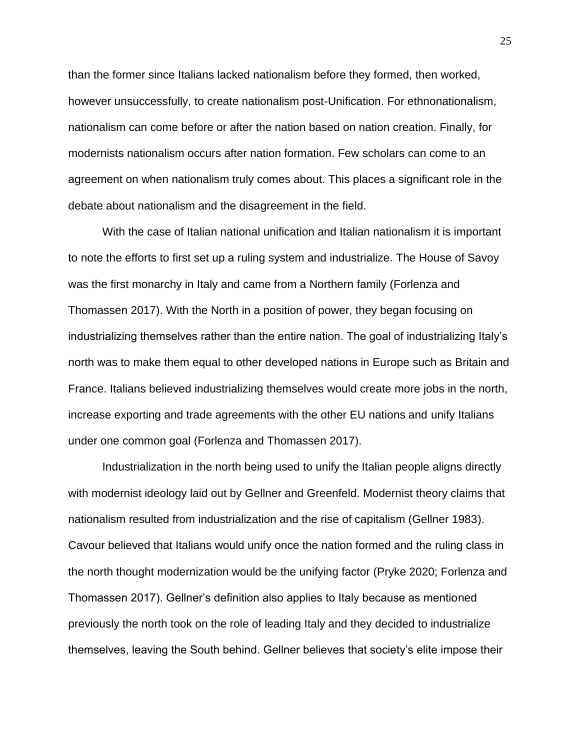than the former since Italians lacked nationalism before they formed, then worked, however unsuccessfully, to create nationalism post-Unification. For ethnonationalism, nationalism can come before or after the nation based on nation creation. Finally, for modernists nationalism occurs after nation formation. Few scholars can come to an agreement on when nationalism truly comes about. This places a significant role in the debate about nationalism and the disagreement in the field.

With the case of Italian national unification and Italian nationalism it is important to note the efforts to first set up a ruling system and industrialize. The House of Savoy was the first monarchy in Italy and came from a Northern family (Forlenza and Thomassen 2017). With the North in a position of power, they began focusing on industrializing themselves rather than the entire nation. The goal of industrializing Italy's north was to make them equal to other developed nations in Europe such as Britain and France. Italians believed industrializing themselves would create more jobs in the north, increase exporting and trade agreements with the other EU nations and unify Italians under one common goal (Forlenza and Thomassen 2017).

Industrialization in the north being used to unify the Italian people aligns directly with modernist ideology laid out by Gellner and Greenfeld. Modernist theory claims that nationalism resulted from industrialization and the rise of capitalism (Gellner 1983). Cavour believed that Italians would unify once the nation formed and the ruling class in the north thought modernization would be the unifying factor (Pryke 2020; Forlenza and Thomassen 2017). Gellner's definition also applies to Italy because as mentioned previously the north took on the role of leading Italy and they decided to industrialize themselves, leaving the South behind. Gellner believes that society's elite impose their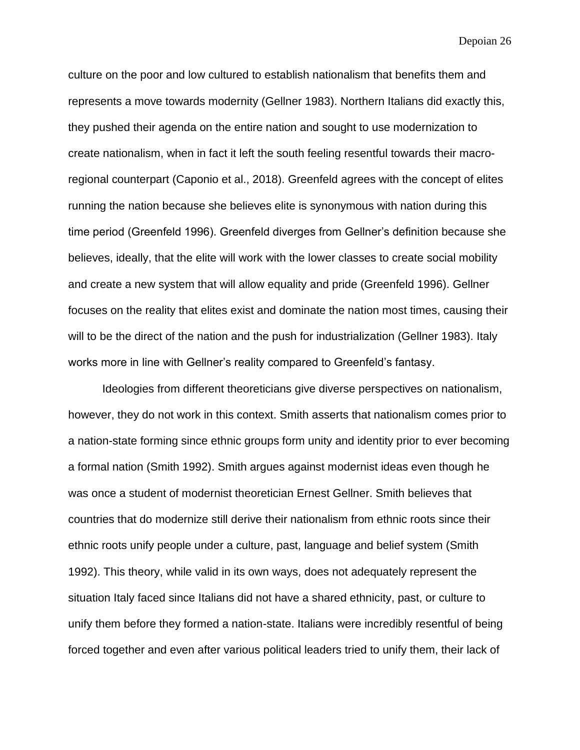culture on the poor and low cultured to establish nationalism that benefits them and represents a move towards modernity (Gellner 1983). Northern Italians did exactly this, they pushed their agenda on the entire nation and sought to use modernization to create nationalism, when in fact it left the south feeling resentful towards their macro-regional counterpart (Caponio et al., 2018). Greenfeld agrees with the concept of elites running the nation because she believes elite is synonymous with nation during this time period (Greenfeld 1996). Greenfeld diverges from Gellner's definition because she believes, ideally, that the elite will work with the lower classes to create social mobility and create a new system that will allow equality and pride (Greenfeld 1996). Gellner focuses on the reality that elites exist and dominate the nation most times, causing their will to be the direct of the nation and the push for industrialization (Gellner 1983). Italy works more in line with Gellner's reality compared to Greenfeld's fantasy.

Ideologies from different theoreticians give diverse perspectives on nationalism, however, they do not work in this context. Smith asserts that nationalism comes prior to a nation-state forming since ethnic groups form unity and identity prior to ever becoming a formal nation (Smith 1992). Smith argues against modernist ideas even though he was once a student of modernist theoretician Ernest Gellner. Smith believes that countries that do modernize still derive their nationalism from ethnic roots since their ethnic roots unify people under a culture, past, language and belief system (Smith 1992). This theory, while valid in its own ways, does not adequately represent the situation Italy faced since Italians did not have a shared ethnicity, past, or culture to unify them before they formed a nation-state. Italians were incredibly resentful of being forced together and even after various political leaders tried to unify them, their lack of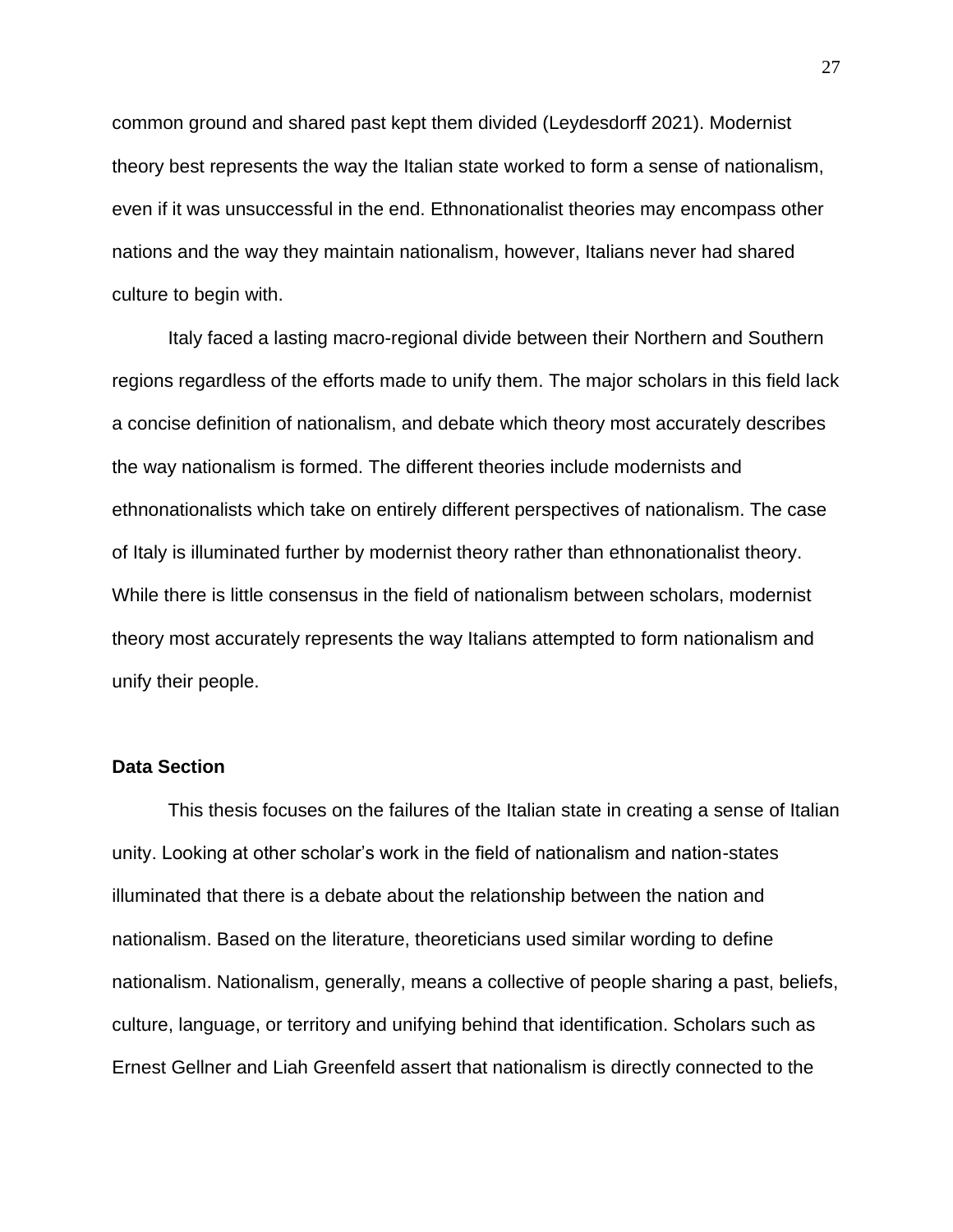common ground and shared past kept them divided (Leydesdorff 2021). Modernist theory best represents the way the Italian state worked to form a sense of nationalism, even if it was unsuccessful in the end. Ethnonationalist theories may encompass other nations and the way they maintain nationalism, however, Italians never had shared culture to begin with.

Italy faced a lasting macro-regional divide between their Northern and Southern regions regardless of the efforts made to unify them. The major scholars in this field lack a concise definition of nationalism, and debate which theory most accurately describes the way nationalism is formed. The different theories include modernists and ethnonationalists which take on entirely different perspectives of nationalism. The case of Italy is illuminated further by modernist theory rather than ethnonationalist theory. While there is little consensus in the field of nationalism between scholars, modernist theory most accurately represents the way Italians attempted to form nationalism and unify their people.

## Data Section

This thesis focuses on the failures of the Italian state in creating a sense of Italian unity. Looking at other scholar's work in the field of nationalism and nation-states illuminated that there is a debate about the relationship between the nation and nationalism. Based on the literature, theoreticians used similar wording to define nationalism. Nationalism, generally, means a collective of people sharing a past, beliefs, culture, language, or territory and unifying behind that identification. Scholars such as Ernest Gellner and Liah Greenfeld assert that nationalism is directly connected to the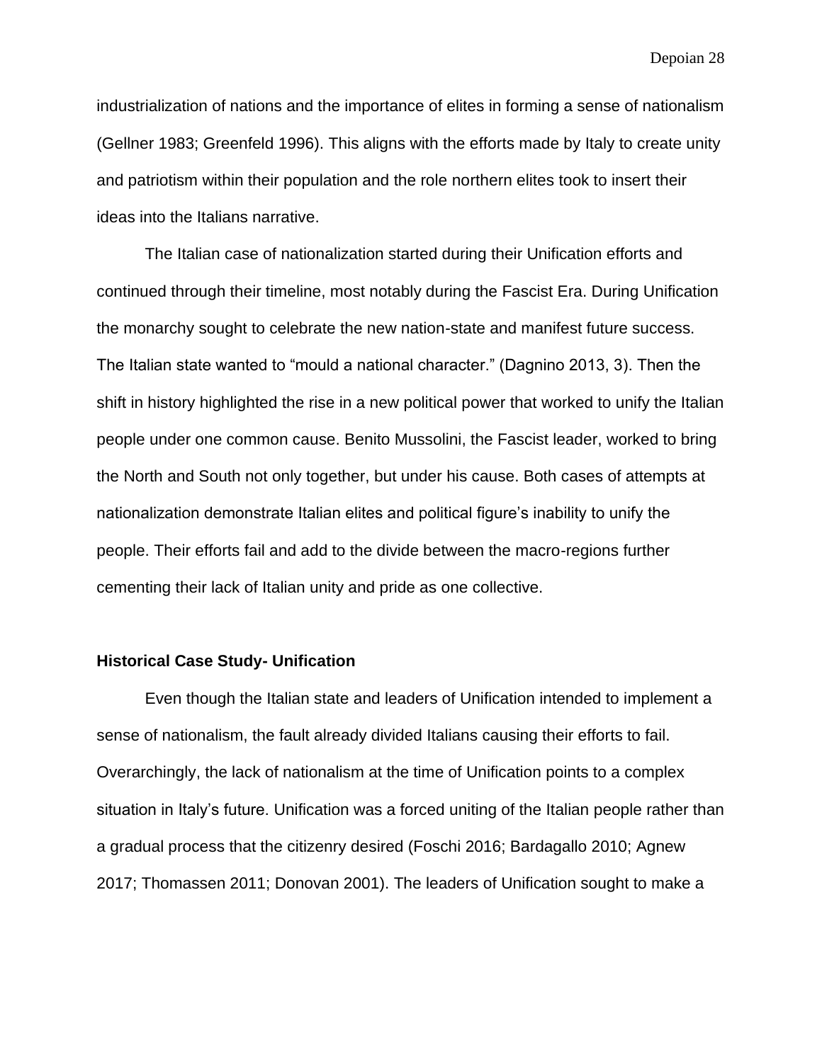industrialization of nations and the importance of elites in forming a sense of nationalism (Gellner 1983; Greenfeld 1996). This aligns with the efforts made by Italy to create unity and patriotism within their population and the role northern elites took to insert their ideas into the Italians narrative.

The Italian case of nationalization started during their Unification efforts and continued through their timeline, most notably during the Fascist Era. During Unification the monarchy sought to celebrate the new nation-state and manifest future success. The Italian state wanted to "mould a national character." (Dagnino 2013, 3). Then the shift in history highlighted the rise in a new political power that worked to unify the Italian people under one common cause. Benito Mussolini, the Fascist leader, worked to bring the North and South not only together, but under his cause. Both cases of attempts at nationalization demonstrate Italian elites and political figure's inability to unify the people. Their efforts fail and add to the divide between the macro-regions further cementing their lack of Italian unity and pride as one collective.

**Historical Case Study- Unification**

Even though the Italian state and leaders of Unification intended to implement a sense of nationalism, the fault already divided Italians causing their efforts to fail. Overarchingly, the lack of nationalism at the time of Unification points to a complex situation in Italy's future. Unification was a forced uniting of the Italian people rather than a gradual process that the citizenry desired (Foschi 2016; Bardagallo 2010; Agnew 2017; Thomassen 2011; Donovan 2001). The leaders of Unification sought to make a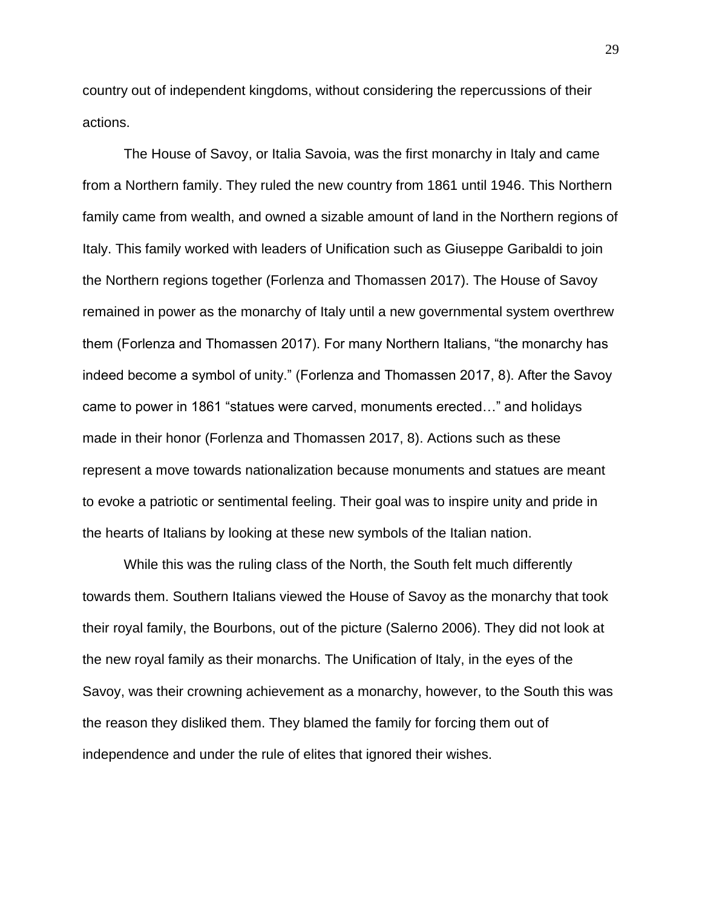country out of independent kingdoms, without considering the repercussions of their actions.

The House of Savoy, or Italia Savoia, was the first monarchy in Italy and came from a Northern family. They ruled the new country from 1861 until 1946. This Northern family came from wealth, and owned a sizable amount of land in the Northern regions of Italy. This family worked with leaders of Unification such as Giuseppe Garibaldi to join the Northern regions together (Forlenza and Thomassen 2017). The House of Savoy remained in power as the monarchy of Italy until a new governmental system overthrew them (Forlenza and Thomassen 2017). For many Northern Italians, "the monarchy has indeed become a symbol of unity." (Forlenza and Thomassen 2017, 8). After the Savoy came to power in 1861 "statues were carved, monuments erected…" and holidays made in their honor (Forlenza and Thomassen 2017, 8). Actions such as these represent a move towards nationalization because monuments and statues are meant to evoke a patriotic or sentimental feeling. Their goal was to inspire unity and pride in the hearts of Italians by looking at these new symbols of the Italian nation.

While this was the ruling class of the North, the South felt much differently towards them. Southern Italians viewed the House of Savoy as the monarchy that took their royal family, the Bourbons, out of the picture (Salerno 2006). They did not look at the new royal family as their monarchs. The Unification of Italy, in the eyes of the Savoy, was their crowning achievement as a monarchy, however, to the South this was the reason they disliked them. They blamed the family for forcing them out of independence and under the rule of elites that ignored their wishes.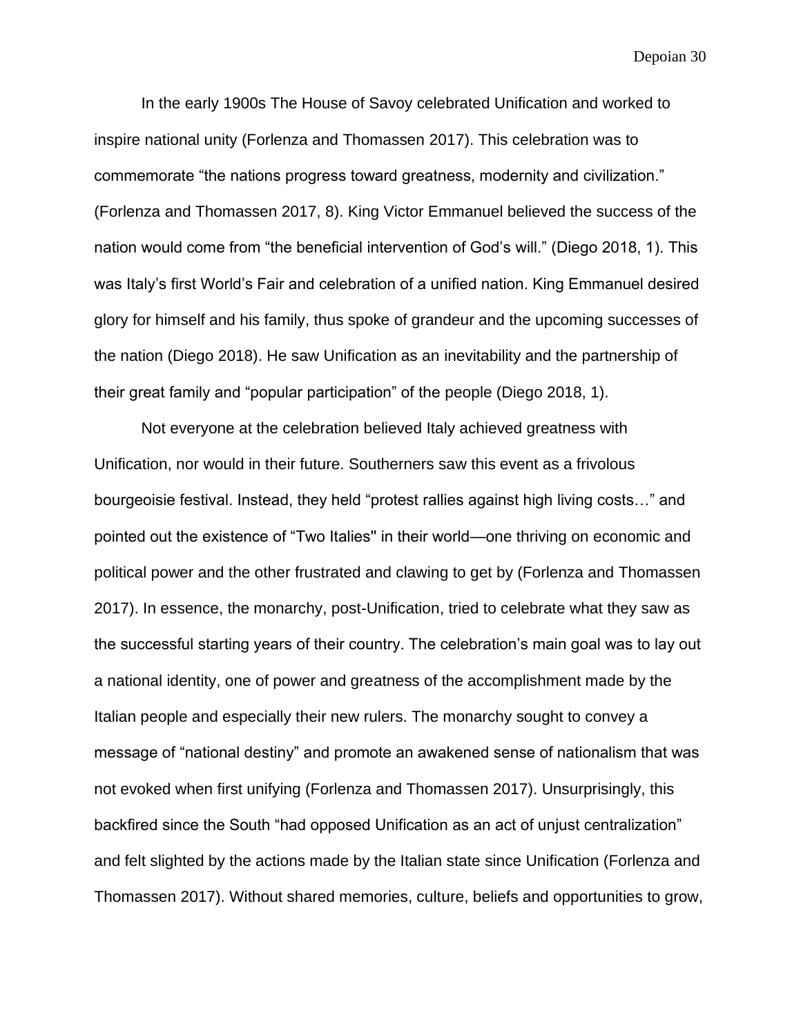In the early 1900s The House of Savoy celebrated Unification and worked to inspire national unity (Forlenza and Thomassen 2017). This celebration was to commemorate "the nations progress toward greatness, modernity and civilization." (Forlenza and Thomassen 2017, 8). King Victor Emmanuel believed the success of the nation would come from "the beneficial intervention of God's will." (Diego 2018, 1). This was Italy's first World's Fair and celebration of a unified nation. King Emmanuel desired glory for himself and his family, thus spoke of grandeur and the upcoming successes of the nation (Diego 2018). He saw Unification as an inevitability and the partnership of their great family and "popular participation" of the people (Diego 2018, 1).

Not everyone at the celebration believed Italy achieved greatness with Unification, nor would in their future. Southerners saw this event as a frivolous bourgeoisie festival. Instead, they held "protest rallies against high living costs…" and pointed out the existence of "Two Italies" in their world—one thriving on economic and political power and the other frustrated and clawing to get by (Forlenza and Thomassen 2017). In essence, the monarchy, post-Unification, tried to celebrate what they saw as the successful starting years of their country. The celebration's main goal was to lay out a national identity, one of power and greatness of the accomplishment made by the Italian people and especially their new rulers. The monarchy sought to convey a message of "national destiny" and promote an awakened sense of nationalism that was not evoked when first unifying (Forlenza and Thomassen 2017). Unsurprisingly, this backfired since the South "had opposed Unification as an act of unjust centralization" and felt slighted by the actions made by the Italian state since Unification (Forlenza and Thomassen 2017). Without shared memories, culture, beliefs and opportunities to grow,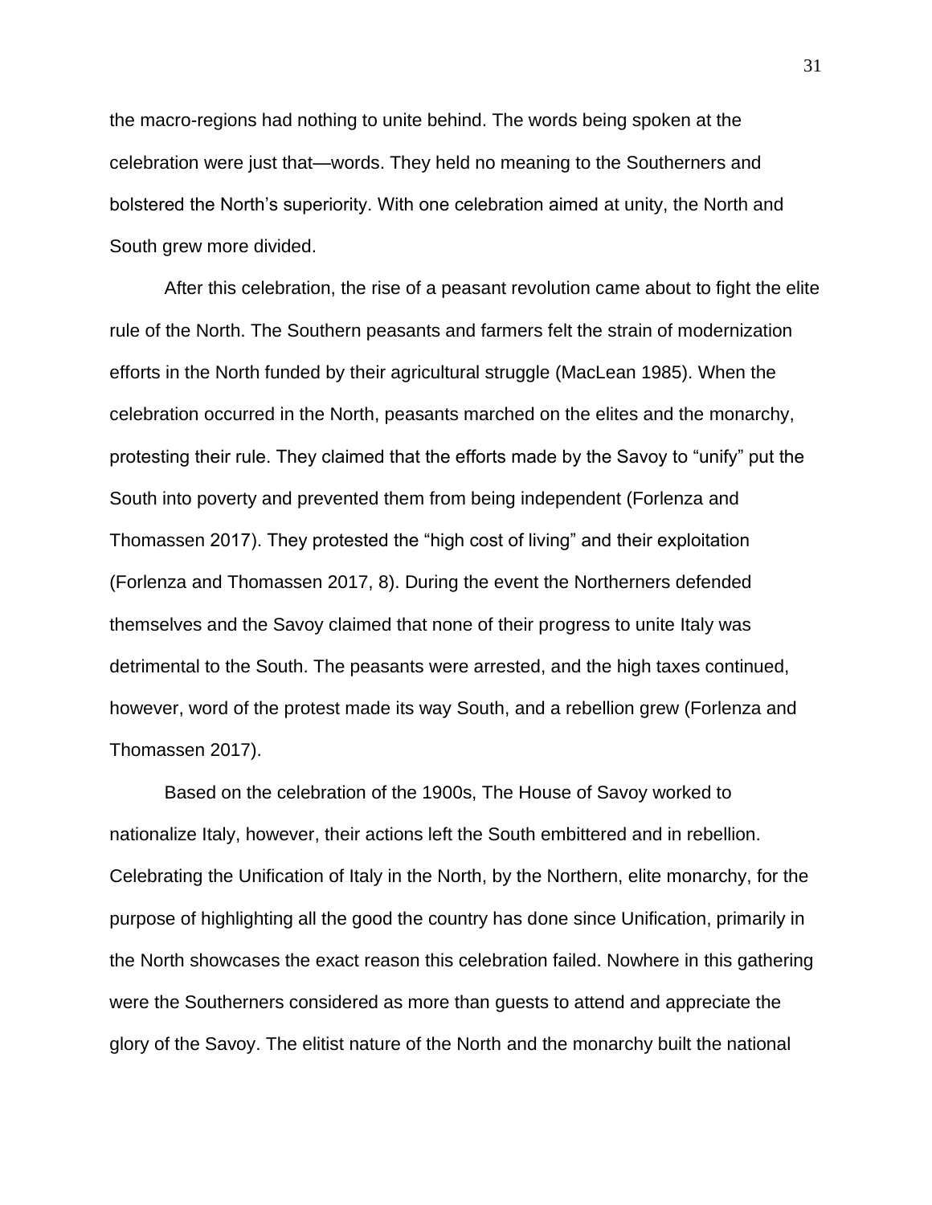the macro-regions had nothing to unite behind. The words being spoken at the celebration were just that—words. They held no meaning to the Southerners and bolstered the North's superiority. With one celebration aimed at unity, the North and South grew more divided.

After this celebration, the rise of a peasant revolution came about to fight the elite rule of the North. The Southern peasants and farmers felt the strain of modernization efforts in the North funded by their agricultural struggle (MacLean 1985). When the celebration occurred in the North, peasants marched on the elites and the monarchy, protesting their rule. They claimed that the efforts made by the Savoy to "unify" put the South into poverty and prevented them from being independent (Forlenza and Thomassen 2017). They protested the "high cost of living" and their exploitation (Forlenza and Thomassen 2017, 8). During the event the Northerners defended themselves and the Savoy claimed that none of their progress to unite Italy was detrimental to the South. The peasants were arrested, and the high taxes continued, however, word of the protest made its way South, and a rebellion grew (Forlenza and Thomassen 2017).

Based on the celebration of the 1900s, The House of Savoy worked to nationalize Italy, however, their actions left the South embittered and in rebellion. Celebrating the Unification of Italy in the North, by the Northern, elite monarchy, for the purpose of highlighting all the good the country has done since Unification, primarily in the North showcases the exact reason this celebration failed. Nowhere in this gathering were the Southerners considered as more than guests to attend and appreciate the glory of the Savoy. The elitist nature of the North and the monarchy built the national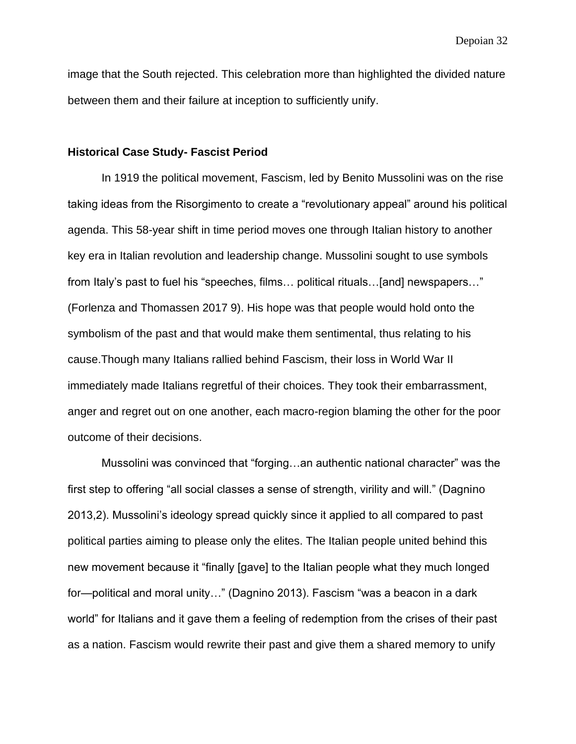image that the South rejected. This celebration more than highlighted the divided nature between them and their failure at inception to sufficiently unify.

**Historical Case Study- Fascist Period**

In 1919 the political movement, Fascism, led by Benito Mussolini was on the rise taking ideas from the Risorgimento to create a "revolutionary appeal" around his political agenda. This 58-year shift in time period moves one through Italian history to another key era in Italian revolution and leadership change. Mussolini sought to use symbols from Italy's past to fuel his "speeches, films… political rituals…[and] newspapers…" (Forlenza and Thomassen 2017 9). His hope was that people would hold onto the symbolism of the past and that would make them sentimental, thus relating to his cause.Though many Italians rallied behind Fascism, their loss in World War II immediately made Italians regretful of their choices. They took their embarrassment, anger and regret out on one another, each macro-region blaming the other for the poor outcome of their decisions.

Mussolini was convinced that "forging…an authentic national character" was the first step to offering "all social classes a sense of strength, virility and will." (Dagnino 2013,2). Mussolini's ideology spread quickly since it applied to all compared to past political parties aiming to please only the elites. The Italian people united behind this new movement because it "finally [gave] to the Italian people what they much longed for—political and moral unity…" (Dagnino 2013). Fascism "was a beacon in a dark world" for Italians and it gave them a feeling of redemption from the crises of their past as a nation. Fascism would rewrite their past and give them a shared memory to unify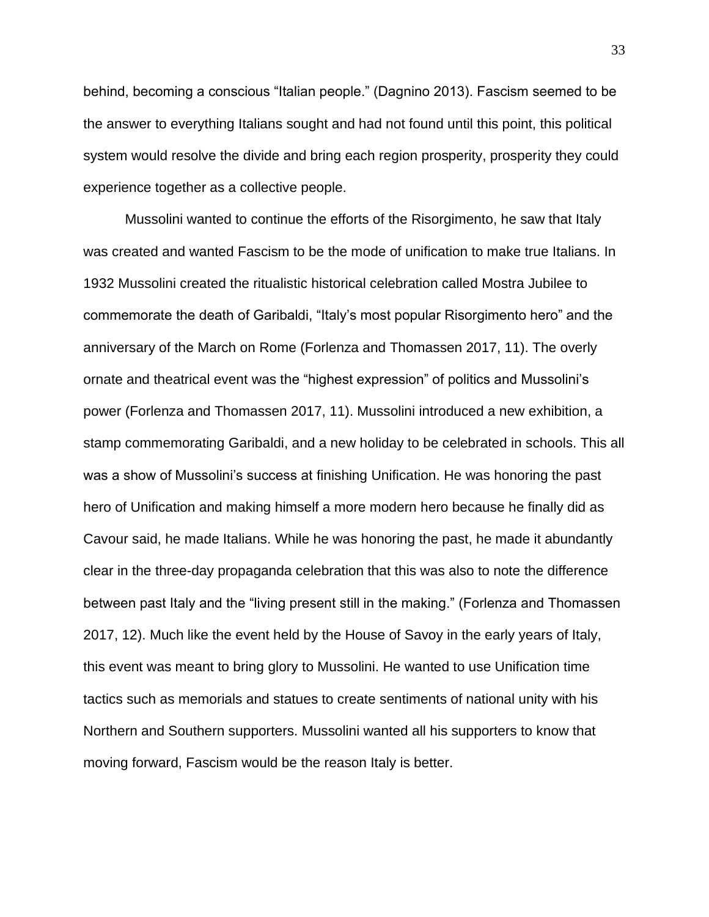behind, becoming a conscious "Italian people." (Dagnino 2013). Fascism seemed to be the answer to everything Italians sought and had not found until this point, this political system would resolve the divide and bring each region prosperity, prosperity they could experience together as a collective people.

Mussolini wanted to continue the efforts of the Risorgimento, he saw that Italy was created and wanted Fascism to be the mode of unification to make true Italians. In 1932 Mussolini created the ritualistic historical celebration called Mostra Jubilee to commemorate the death of Garibaldi, "Italy's most popular Risorgimento hero" and the anniversary of the March on Rome (Forlenza and Thomassen 2017, 11). The overly ornate and theatrical event was the "highest expression" of politics and Mussolini's power (Forlenza and Thomassen 2017, 11). Mussolini introduced a new exhibition, a stamp commemorating Garibaldi, and a new holiday to be celebrated in schools. This all was a show of Mussolini's success at finishing Unification. He was honoring the past hero of Unification and making himself a more modern hero because he finally did as Cavour said, he made Italians. While he was honoring the past, he made it abundantly clear in the three-day propaganda celebration that this was also to note the difference between past Italy and the "living present still in the making." (Forlenza and Thomassen 2017, 12). Much like the event held by the House of Savoy in the early years of Italy, this event was meant to bring glory to Mussolini. He wanted to use Unification time tactics such as memorials and statues to create sentiments of national unity with his Northern and Southern supporters. Mussolini wanted all his supporters to know that moving forward, Fascism would be the reason Italy is better.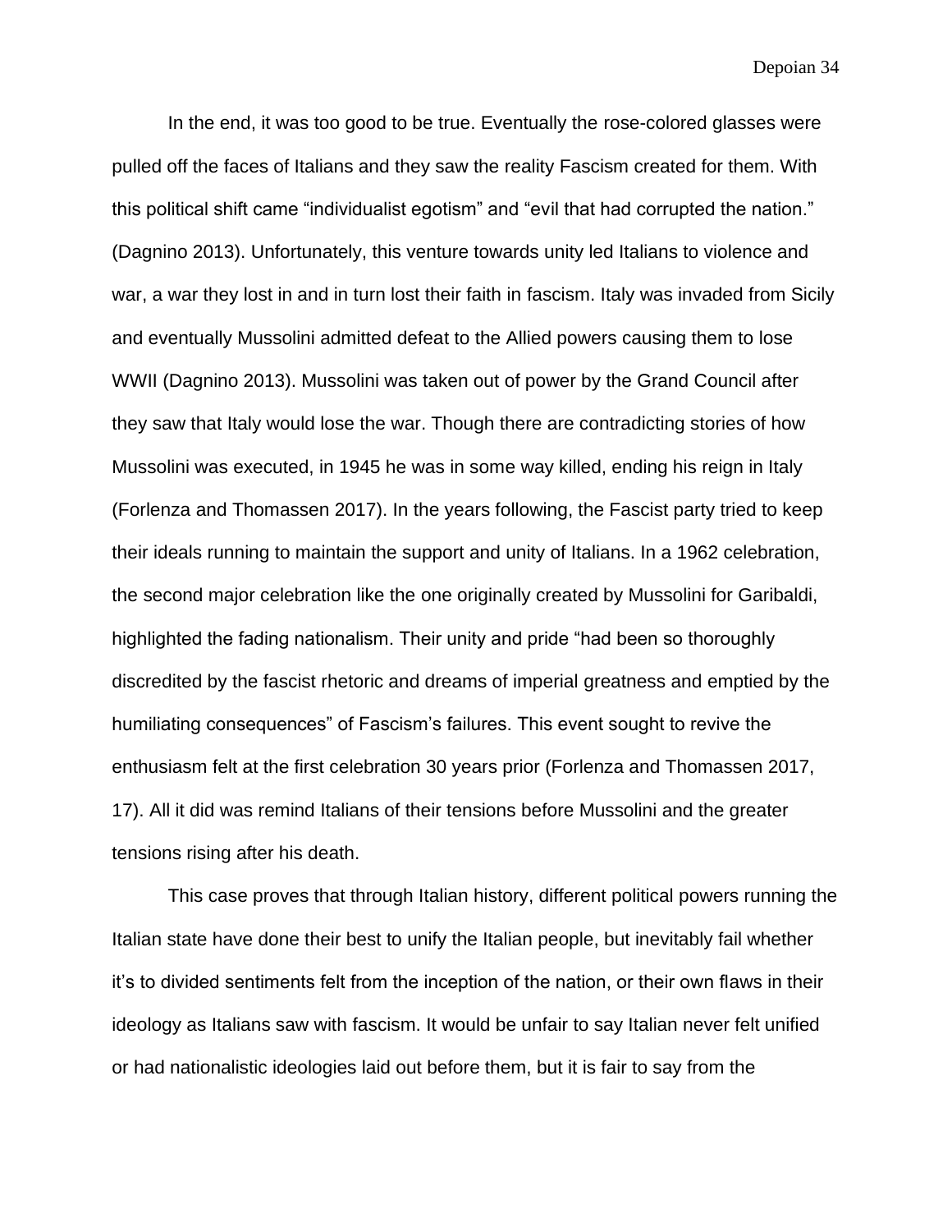In the end, it was too good to be true. Eventually the rose-colored glasses were pulled off the faces of Italians and they saw the reality Fascism created for them. With this political shift came "individualist egotism" and "evil that had corrupted the nation." (Dagnino 2013). Unfortunately, this venture towards unity led Italians to violence and war, a war they lost in and in turn lost their faith in fascism. Italy was invaded from Sicily and eventually Mussolini admitted defeat to the Allied powers causing them to lose WWII (Dagnino 2013). Mussolini was taken out of power by the Grand Council after they saw that Italy would lose the war. Though there are contradicting stories of how Mussolini was executed, in 1945 he was in some way killed, ending his reign in Italy (Forlenza and Thomassen 2017). In the years following, the Fascist party tried to keep their ideals running to maintain the support and unity of Italians. In a 1962 celebration, the second major celebration like the one originally created by Mussolini for Garibaldi, highlighted the fading nationalism. Their unity and pride "had been so thoroughly discredited by the fascist rhetoric and dreams of imperial greatness and emptied by the humiliating consequences" of Fascism's failures. This event sought to revive the enthusiasm felt at the first celebration 30 years prior (Forlenza and Thomassen 2017, 17). All it did was remind Italians of their tensions before Mussolini and the greater tensions rising after his death.

This case proves that through Italian history, different political powers running the Italian state have done their best to unify the Italian people, but inevitably fail whether it's to divided sentiments felt from the inception of the nation, or their own flaws in their ideology as Italians saw with fascism. It would be unfair to say Italian never felt unified or had nationalistic ideologies laid out before them, but it is fair to say from the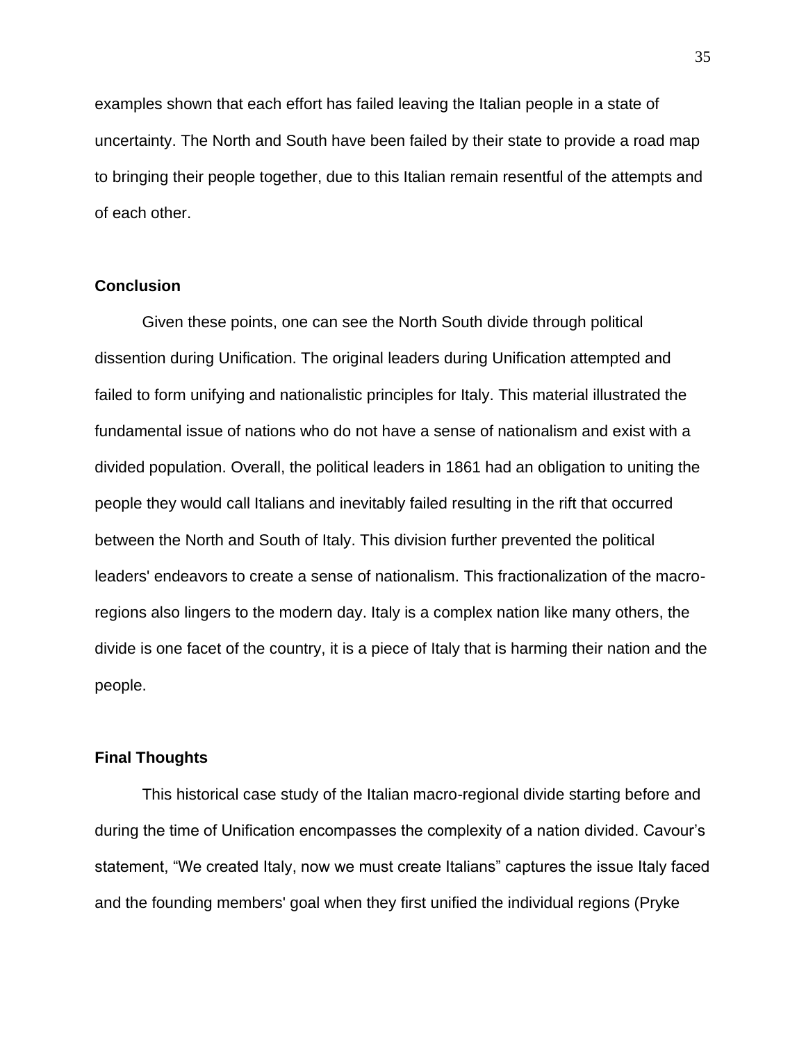examples shown that each effort has failed leaving the Italian people in a state of uncertainty. The North and South have been failed by their state to provide a road map to bringing their people together, due to this Italian remain resentful of the attempts and of each other.

## Conclusion

Given these points, one can see the North South divide through political dissention during Unification. The original leaders during Unification attempted and failed to form unifying and nationalistic principles for Italy. This material illustrated the fundamental issue of nations who do not have a sense of nationalism and exist with a divided population. Overall, the political leaders in 1861 had an obligation to uniting the people they would call Italians and inevitably failed resulting in the rift that occurred between the North and South of Italy. This division further prevented the political leaders' endeavors to create a sense of nationalism. This fractionalization of the macro-regions also lingers to the modern day. Italy is a complex nation like many others, the divide is one facet of the country, it is a piece of Italy that is harming their nation and the people.

## Final Thoughts

This historical case study of the Italian macro-regional divide starting before and during the time of Unification encompasses the complexity of a nation divided. Cavour's statement, "We created Italy, now we must create Italians" captures the issue Italy faced and the founding members' goal when they first unified the individual regions (Pryke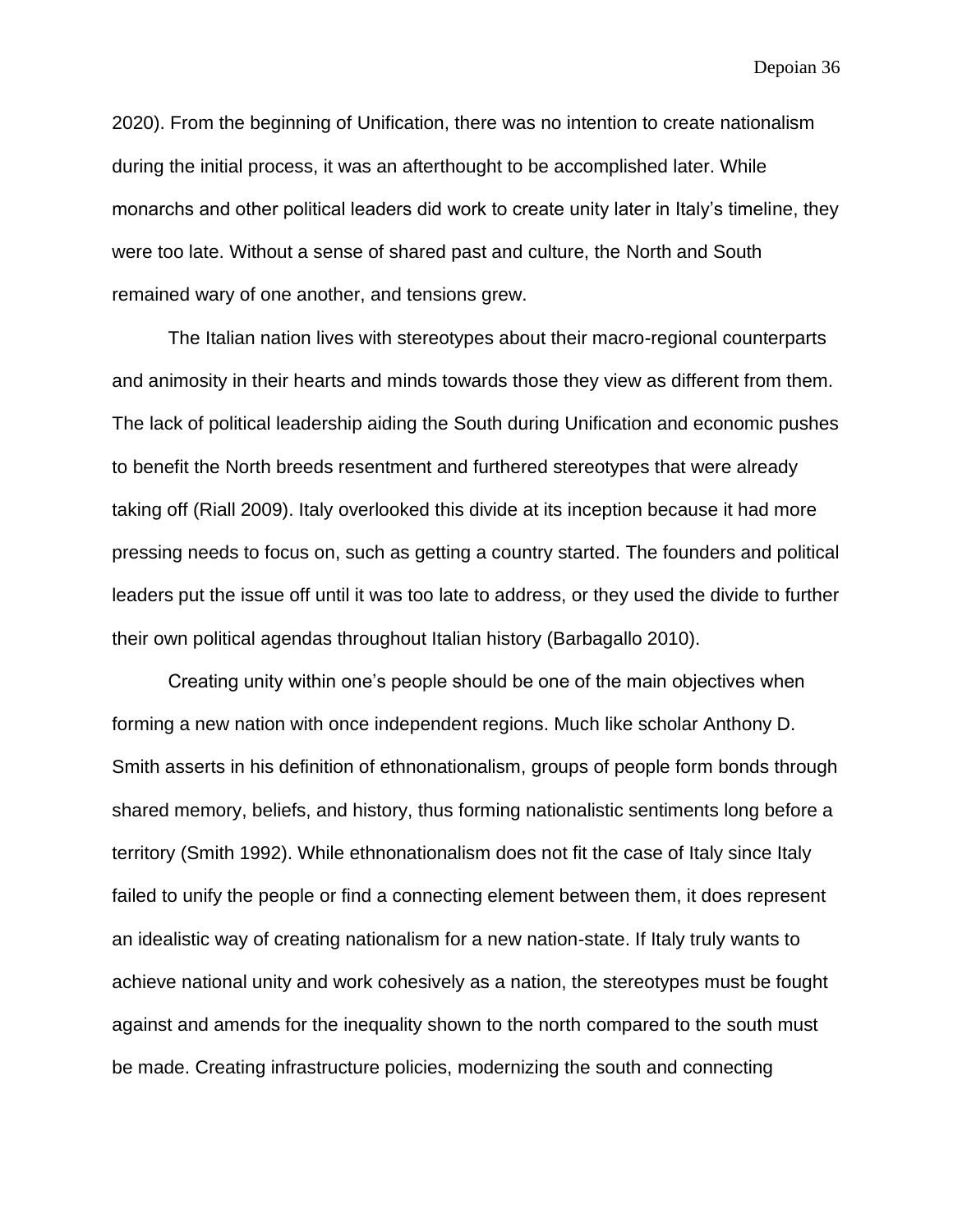2020). From the beginning of Unification, there was no intention to create nationalism during the initial process, it was an afterthought to be accomplished later. While monarchs and other political leaders did work to create unity later in Italy's timeline, they were too late. Without a sense of shared past and culture, the North and South remained wary of one another, and tensions grew.

The Italian nation lives with stereotypes about their macro-regional counterparts and animosity in their hearts and minds towards those they view as different from them. The lack of political leadership aiding the South during Unification and economic pushes to benefit the North breeds resentment and furthered stereotypes that were already taking off (Riall 2009). Italy overlooked this divide at its inception because it had more pressing needs to focus on, such as getting a country started. The founders and political leaders put the issue off until it was too late to address, or they used the divide to further their own political agendas throughout Italian history (Barbagallo 2010).

Creating unity within one's people should be one of the main objectives when forming a new nation with once independent regions. Much like scholar Anthony D. Smith asserts in his definition of ethnonationalism, groups of people form bonds through shared memory, beliefs, and history, thus forming nationalistic sentiments long before a territory (Smith 1992). While ethnonationalism does not fit the case of Italy since Italy failed to unify the people or find a connecting element between them, it does represent an idealistic way of creating nationalism for a new nation-state. If Italy truly wants to achieve national unity and work cohesively as a nation, the stereotypes must be fought against and amends for the inequality shown to the north compared to the south must be made. Creating infrastructure policies, modernizing the south and connecting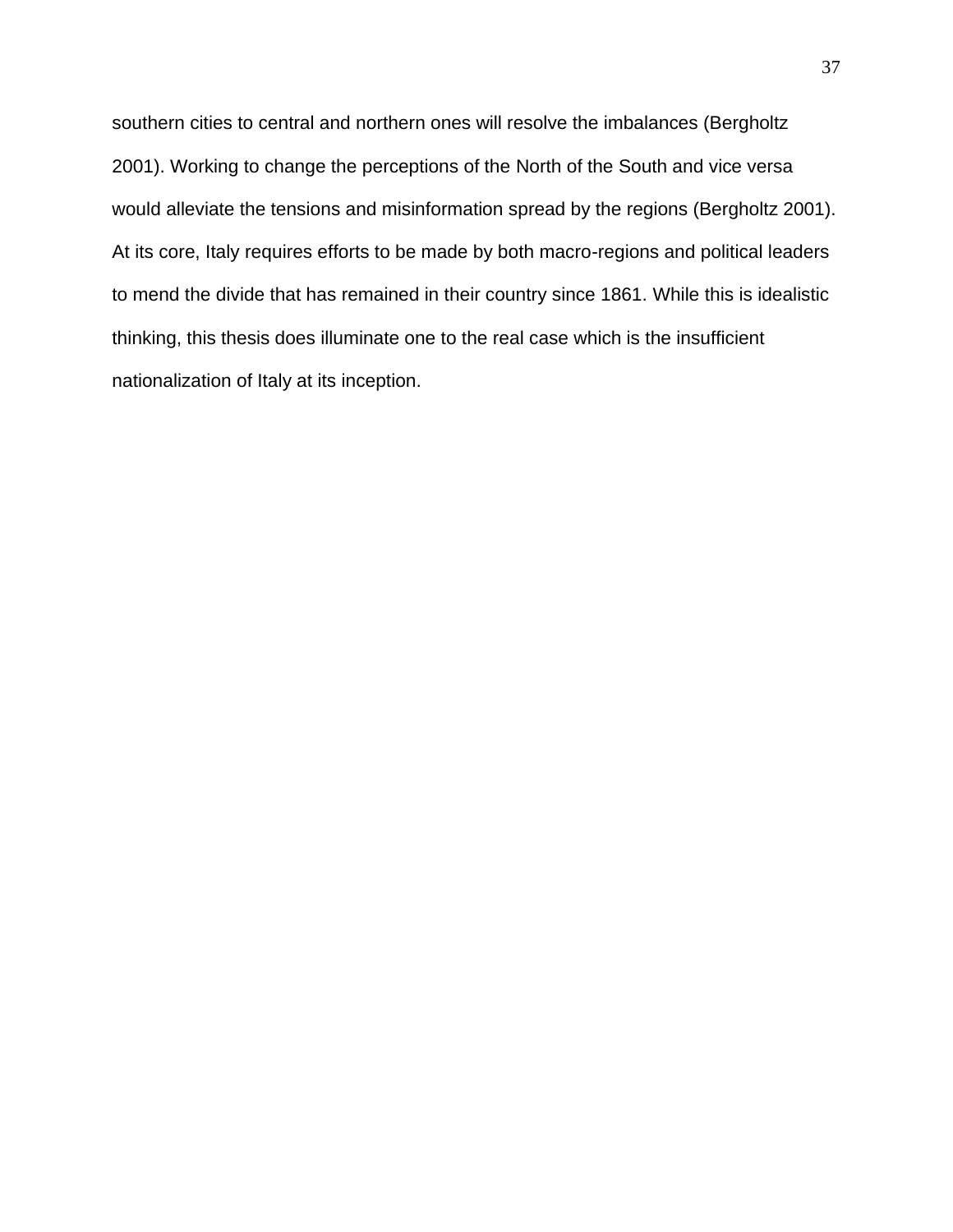southern cities to central and northern ones will resolve the imbalances (Bergholtz 2001). Working to change the perceptions of the North of the South and vice versa would alleviate the tensions and misinformation spread by the regions (Bergholtz 2001). At its core, Italy requires efforts to be made by both macro-regions and political leaders to mend the divide that has remained in their country since 1861. While this is idealistic thinking, this thesis does illuminate one to the real case which is the insufficient nationalization of Italy at its inception.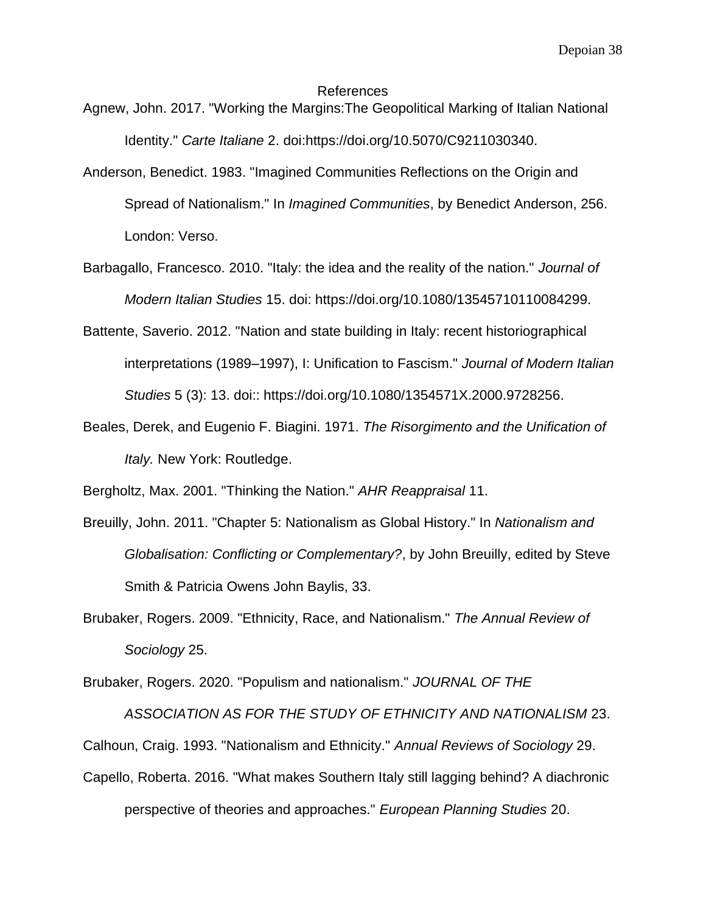# References

Agnew, John. 2017. "Working the Margins:The Geopolitical Marking of Italian National Identity." *Carte Italiane* 2. doi:https://doi.org/10.5070/C9211030340.

Anderson, Benedict. 1983. "Imagined Communities Reflections on the Origin and Spread of Nationalism." In *Imagined Communities*, by Benedict Anderson, 256. London: Verso.

Barbagallo, Francesco. 2010. "Italy: the idea and the reality of the nation." *Journal of Modern Italian Studies* 15. doi: https://doi.org/10.1080/13545710110084299.

Battente, Saverio. 2012. "Nation and state building in Italy: recent historiographical interpretations (1989–1997), I: Unification to Fascism." *Journal of Modern Italian Studies* 5 (3): 13. doi:: https://doi.org/10.1080/1354571X.2000.9728256.

Beales, Derek, and Eugenio F. Biagini. 1971. *The Risorgimento and the Unification of Italy.* New York: Routledge.

Bergholtz, Max. 2001. "Thinking the Nation." *AHR Reappraisal* 11.

Breuilly, John. 2011. "Chapter 5: Nationalism as Global History." In *Nationalism and Globalisation: Conflicting or Complementary?*, by John Breuilly, edited by Steve Smith & Patricia Owens John Baylis, 33.

Brubaker, Rogers. 2009. "Ethnicity, Race, and Nationalism." *The Annual Review of Sociology* 25.

Brubaker, Rogers. 2020. "Populism and nationalism." *JOURNAL OF THE ASSOCIATION AS FOR THE STUDY OF ETHNICITY AND NATIONALISM* 23.

Calhoun, Craig. 1993. "Nationalism and Ethnicity." *Annual Reviews of Sociology* 29.

Capello, Roberta. 2016. "What makes Southern Italy still lagging behind? A diachronic perspective of theories and approaches." *European Planning Studies* 20.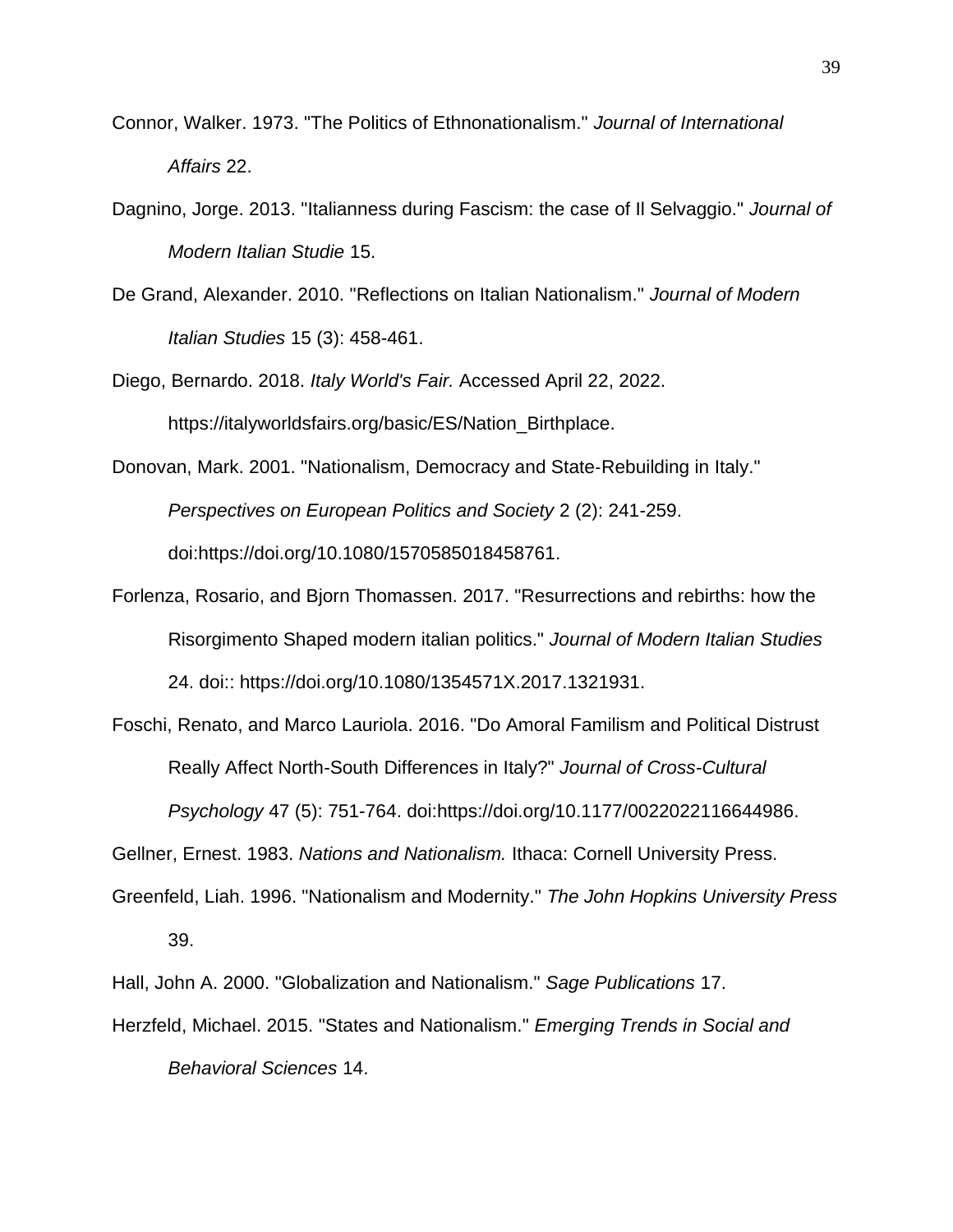Connor, Walker. 1973. "The Politics of Ethnonationalism." *Journal of International Affairs* 22.

Dagnino, Jorge. 2013. "Italianness during Fascism: the case of Il Selvaggio." *Journal of Modern Italian Studie* 15.

De Grand, Alexander. 2010. "Reflections on Italian Nationalism." *Journal of Modern Italian Studies* 15 (3): 458-461.

Diego, Bernardo. 2018. *Italy World's Fair.* Accessed April 22, 2022. https://italyworldsfairs.org/basic/ES/Nation_Birthplace.

Donovan, Mark. 2001. "Nationalism, Democracy and State-Rebuilding in Italy." *Perspectives on European Politics and Society* 2 (2): 241-259. doi:https://doi.org/10.1080/1570585018458761.

Forlenza, Rosario, and Bjorn Thomassen. 2017. "Resurrections and rebirths: how the Risorgimento Shaped modern italian politics." *Journal of Modern Italian Studies* 24. doi:: https://doi.org/10.1080/1354571X.2017.1321931.

Foschi, Renato, and Marco Lauriola. 2016. "Do Amoral Familism and Political Distrust Really Affect North-South Differences in Italy?" *Journal of Cross-Cultural Psychology* 47 (5): 751-764. doi:https://doi.org/10.1177/0022022116644986.

Gellner, Ernest. 1983. *Nations and Nationalism.* Ithaca: Cornell University Press.

Greenfeld, Liah. 1996. "Nationalism and Modernity." *The John Hopkins University Press* 39.

Hall, John A. 2000. "Globalization and Nationalism." *Sage Publications* 17.

Herzfeld, Michael. 2015. "States and Nationalism." *Emerging Trends in Social and Behavioral Sciences* 14.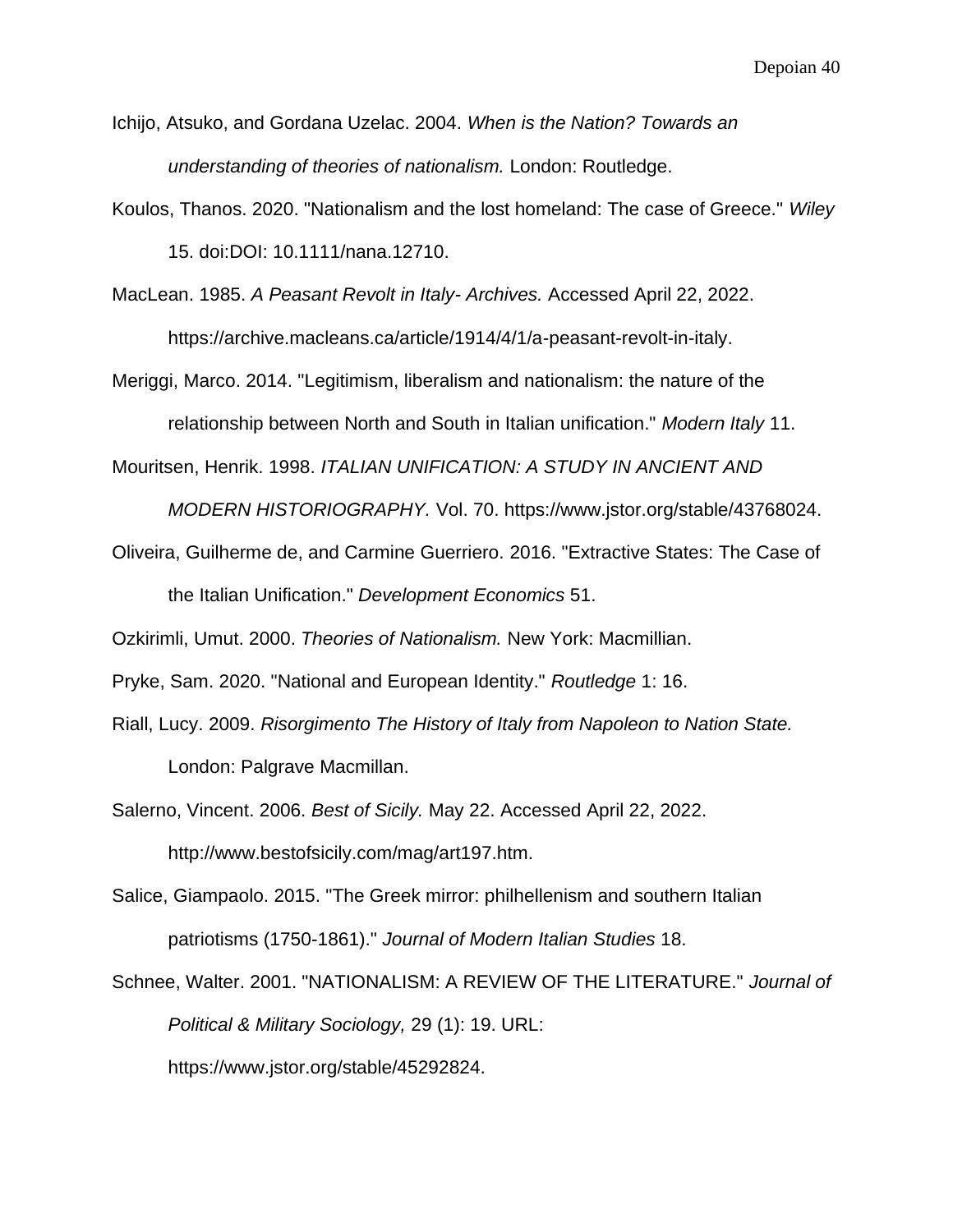Ichijo, Atsuko, and Gordana Uzelac. 2004. *When is the Nation? Towards an understanding of theories of nationalism.* London: Routledge.

Koulos, Thanos. 2020. "Nationalism and the lost homeland: The case of Greece." *Wiley* 15. doi:DOI: 10.1111/nana.12710.

MacLean. 1985. *A Peasant Revolt in Italy- Archives.* Accessed April 22, 2022. https://archive.macleans.ca/article/1914/4/1/a-peasant-revolt-in-italy.

Meriggi, Marco. 2014. "Legitimism, liberalism and nationalism: the nature of the relationship between North and South in Italian unification." *Modern Italy* 11.

Mouritsen, Henrik. 1998. *ITALIAN UNIFICATION: A STUDY IN ANCIENT AND MODERN HISTORIOGRAPHY.* Vol. 70. https://www.jstor.org/stable/43768024.

Oliveira, Guilherme de, and Carmine Guerriero. 2016. "Extractive States: The Case of the Italian Unification." *Development Economics* 51.

Ozkirimli, Umut. 2000. *Theories of Nationalism.* New York: Macmillian.

Pryke, Sam. 2020. "National and European Identity." *Routledge* 1: 16.

Riall, Lucy. 2009. *Risorgimento The History of Italy from Napoleon to Nation State.* London: Palgrave Macmillan.

Salerno, Vincent. 2006. *Best of Sicily.* May 22. Accessed April 22, 2022. http://www.bestofsicily.com/mag/art197.htm.

Salice, Giampaolo. 2015. "The Greek mirror: philhellenism and southern Italian patriotisms (1750-1861)." *Journal of Modern Italian Studies* 18.

Schnee, Walter. 2001. "NATIONALISM: A REVIEW OF THE LITERATURE." *Journal of Political & Military Sociology,* 29 (1): 19. URL: https://www.jstor.org/stable/45292824.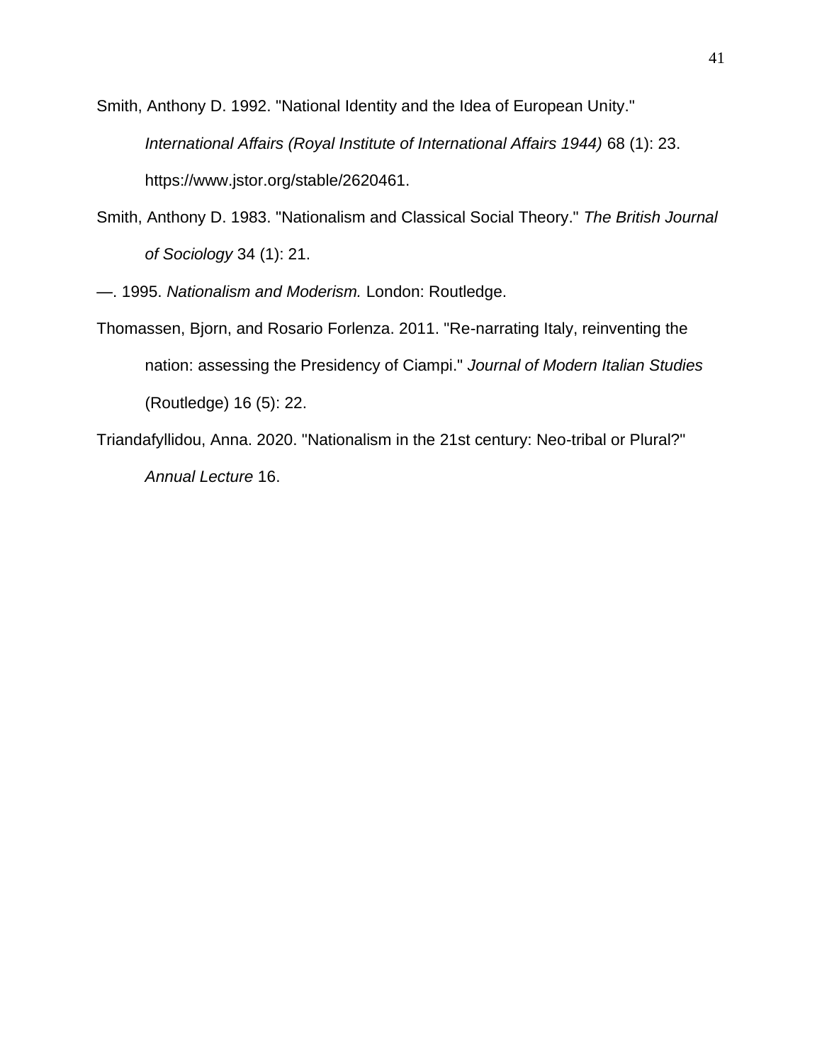Smith, Anthony D. 1992. "National Identity and the Idea of European Unity." *International Affairs (Royal Institute of International Affairs 1944)* 68 (1): 23. https://www.jstor.org/stable/2620461.

Smith, Anthony D. 1983. "Nationalism and Classical Social Theory." *The British Journal of Sociology* 34 (1): 21.

—. 1995. *Nationalism and Moderism.* London: Routledge.

Thomassen, Bjorn, and Rosario Forlenza. 2011. "Re-narrating Italy, reinventing the nation: assessing the Presidency of Ciampi." *Journal of Modern Italian Studies* (Routledge) 16 (5): 22.

Triandafyllidou, Anna. 2020. "Nationalism in the 21st century: Neo-tribal or Plural?" *Annual Lecture* 16.